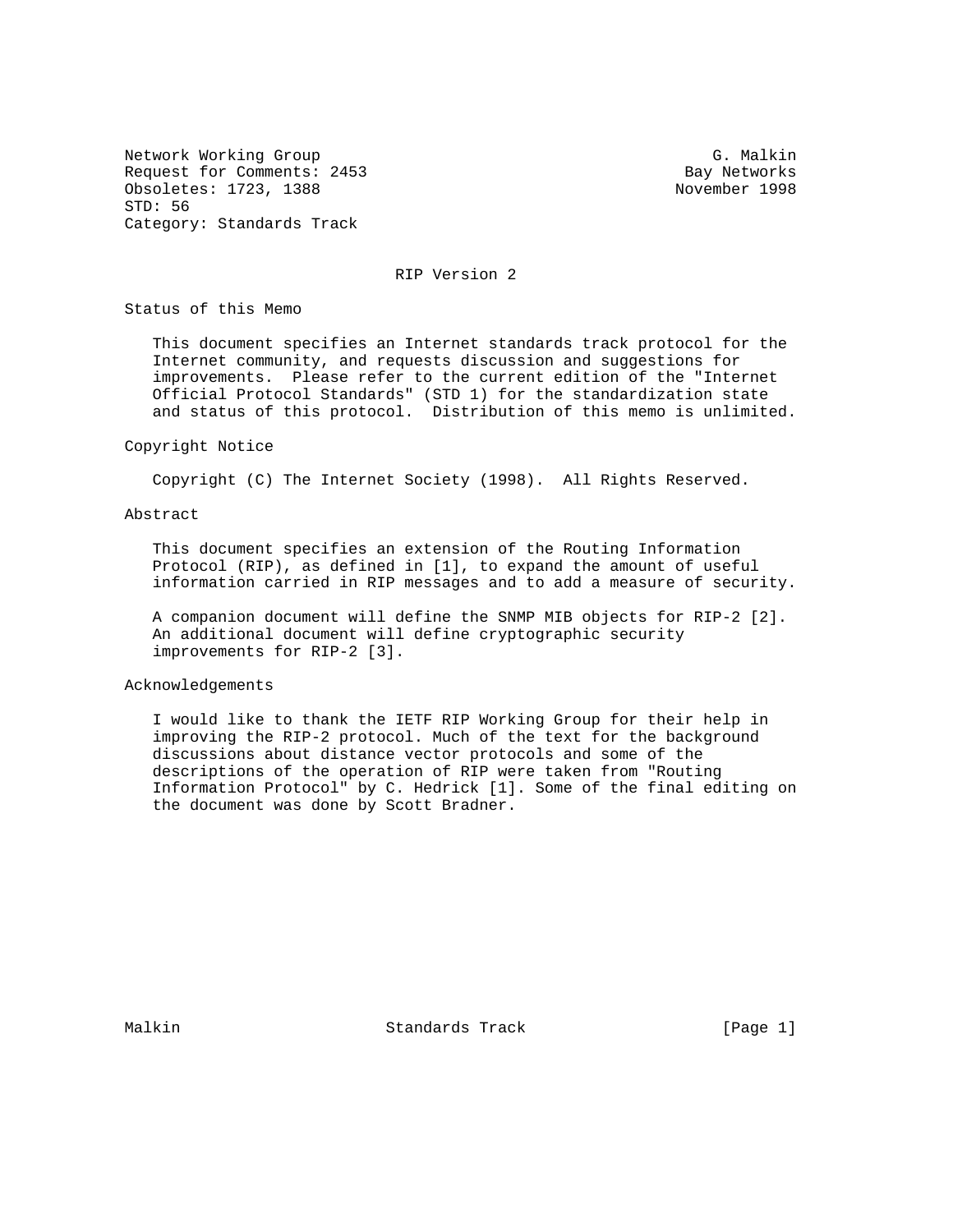Network Working Group G. Malkin
Request for Comments: 2453 Bay Networks
Obsoletes: 1723, 1388 November 1998
STD: 56
Category: Standards Track

# RIP Version 2

## Status of this Memo

This document specifies an Internet standards track protocol for the Internet community, and requests discussion and suggestions for improvements. Please refer to the current edition of the "Internet Official Protocol Standards" (STD 1) for the standardization state and status of this protocol. Distribution of this memo is unlimited.

## Copyright Notice

Copyright (C) The Internet Society (1998). All Rights Reserved.

## Abstract

This document specifies an extension of the Routing Information Protocol (RIP), as defined in [1], to expand the amount of useful information carried in RIP messages and to add a measure of security.

A companion document will define the SNMP MIB objects for RIP-2 [2]. An additional document will define cryptographic security improvements for RIP-2 [3].

## Acknowledgements

I would like to thank the IETF RIP Working Group for their help in improving the RIP-2 protocol. Much of the text for the background discussions about distance vector protocols and some of the descriptions of the operation of RIP were taken from "Routing Information Protocol" by C. Hedrick [1]. Some of the final editing on the document was done by Scott Bradner.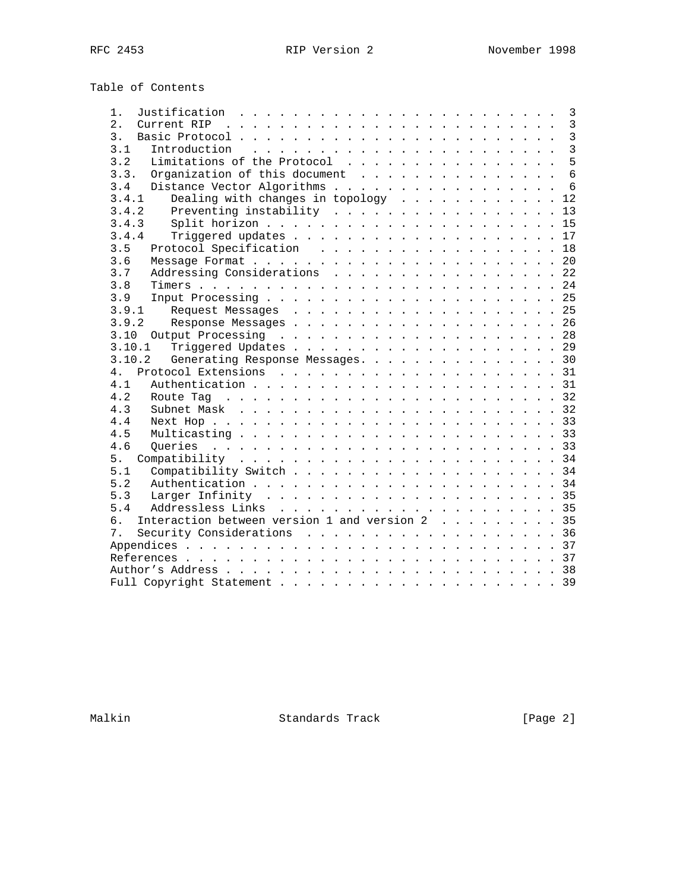Table of Contents

```
   1.  Justification  . . . . . . . . . . . . . . . . . . . . . . . .  3
   2.  Current RIP  . . . . . . . . . . . . . . . . . . . . . . . . .  3
   3.  Basic Protocol . . . . . . . . . . . . . . . . . . . . . . . .  3
   3.1   Introduction   . . . . . . . . . . . . . . . . . . . . . . .  3
   3.2   Limitations of the Protocol  . . . . . . . . . . . . . . . .  5
   3.3.  Organization of this document  . . . . . . . . . . . . . . .  6
   3.4   Distance Vector Algorithms . . . . . . . . . . . . . . . . .  6
   3.4.1    Dealing with changes in topology  . . . . . . . . . . . . 12
   3.4.2    Preventing instability  . . . . . . . . . . . . . . . . . 13
   3.4.3    Split horizon . . . . . . . . . . . . . . . . . . . . . . 15
   3.4.4    Triggered updates . . . . . . . . . . . . . . . . . . . . 17
   3.5   Protocol Specification   . . . . . . . . . . . . . . . . . . 18
   3.6   Message Format . . . . . . . . . . . . . . . . . . . . . . . 20
   3.7   Addressing Considerations  . . . . . . . . . . . . . . . . . 22
   3.8   Timers . . . . . . . . . . . . . . . . . . . . . . . . . . . 24
   3.9   Input Processing . . . . . . . . . . . . . . . . . . . . . . 25
   3.9.1    Request Messages  . . . . . . . . . . . . . . . . . . . . 25
   3.9.2    Response Messages . . . . . . . . . . . . . . . . . . . . 26
   3.10  Output Processing  . . . . . . . . . . . . . . . . . . . . . 28
   3.10.1   Triggered Updates . . . . . . . . . . . . . . . . . . . . 29
   3.10.2   Generating Response Messages. . . . . . . . . . . . . . . 30
   4.  Protocol Extensions  . . . . . . . . . . . . . . . . . . . . . 31
   4.1   Authentication . . . . . . . . . . . . . . . . . . . . . . . 31
   4.2   Route Tag  . . . . . . . . . . . . . . . . . . . . . . . . . 32
   4.3   Subnet Mask  . . . . . . . . . . . . . . . . . . . . . . . . 32
   4.4   Next Hop . . . . . . . . . . . . . . . . . . . . . . . . . . 33
   4.5   Multicasting . . . . . . . . . . . . . . . . . . . . . . . . 33
   4.6   Queries  . . . . . . . . . . . . . . . . . . . . . . . . . . 33
   5.  Compatibility  . . . . . . . . . . . . . . . . . . . . . . . . 34
   5.1   Compatibility Switch . . . . . . . . . . . . . . . . . . . . 34
   5.2   Authentication . . . . . . . . . . . . . . . . . . . . . . . 34
   5.3   Larger Infinity  . . . . . . . . . . . . . . . . . . . . . . 35
   5.4   Addressless Links  . . . . . . . . . . . . . . . . . . . . . 35
   6.  Interaction between version 1 and version 2  . . . . . . . . . 35
   7.  Security Considerations  . . . . . . . . . . . . . . . . . . . 36
   Appendices . . . . . . . . . . . . . . . . . . . . . . . . . . . . 37
   References . . . . . . . . . . . . . . . . . . . . . . . . . . . . 37
   Author's Address . . . . . . . . . . . . . . . . . . . . . . . . . 38
   Full Copyright Statement . . . . . . . . . . . . . . . . . . . . . 39
```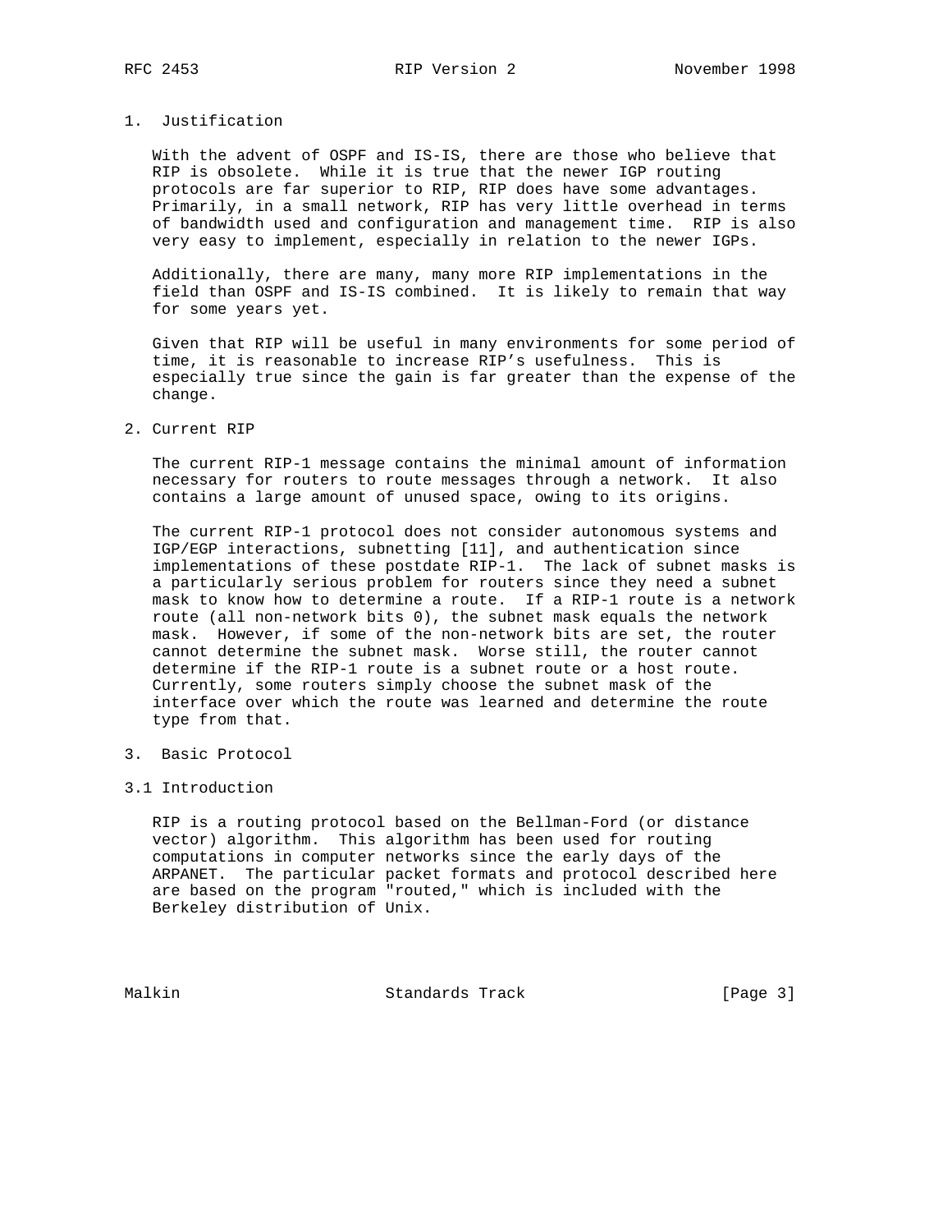## 1. Justification

With the advent of OSPF and IS-IS, there are those who believe that RIP is obsolete. While it is true that the newer IGP routing protocols are far superior to RIP, RIP does have some advantages. Primarily, in a small network, RIP has very little overhead in terms of bandwidth used and configuration and management time. RIP is also very easy to implement, especially in relation to the newer IGPs.

Additionally, there are many, many more RIP implementations in the field than OSPF and IS-IS combined. It is likely to remain that way for some years yet.

Given that RIP will be useful in many environments for some period of time, it is reasonable to increase RIP's usefulness. This is especially true since the gain is far greater than the expense of the change.

## 2. Current RIP

The current RIP-1 message contains the minimal amount of information necessary for routers to route messages through a network. It also contains a large amount of unused space, owing to its origins.

The current RIP-1 protocol does not consider autonomous systems and IGP/EGP interactions, subnetting [11], and authentication since implementations of these postdate RIP-1. The lack of subnet masks is a particularly serious problem for routers since they need a subnet mask to know how to determine a route. If a RIP-1 route is a network route (all non-network bits 0), the subnet mask equals the network mask. However, if some of the non-network bits are set, the router cannot determine the subnet mask. Worse still, the router cannot determine if the RIP-1 route is a subnet route or a host route. Currently, some routers simply choose the subnet mask of the interface over which the route was learned and determine the route type from that.

## 3. Basic Protocol

### 3.1 Introduction

RIP is a routing protocol based on the Bellman-Ford (or distance vector) algorithm. This algorithm has been used for routing computations in computer networks since the early days of the ARPANET. The particular packet formats and protocol described here are based on the program "routed," which is included with the Berkeley distribution of Unix.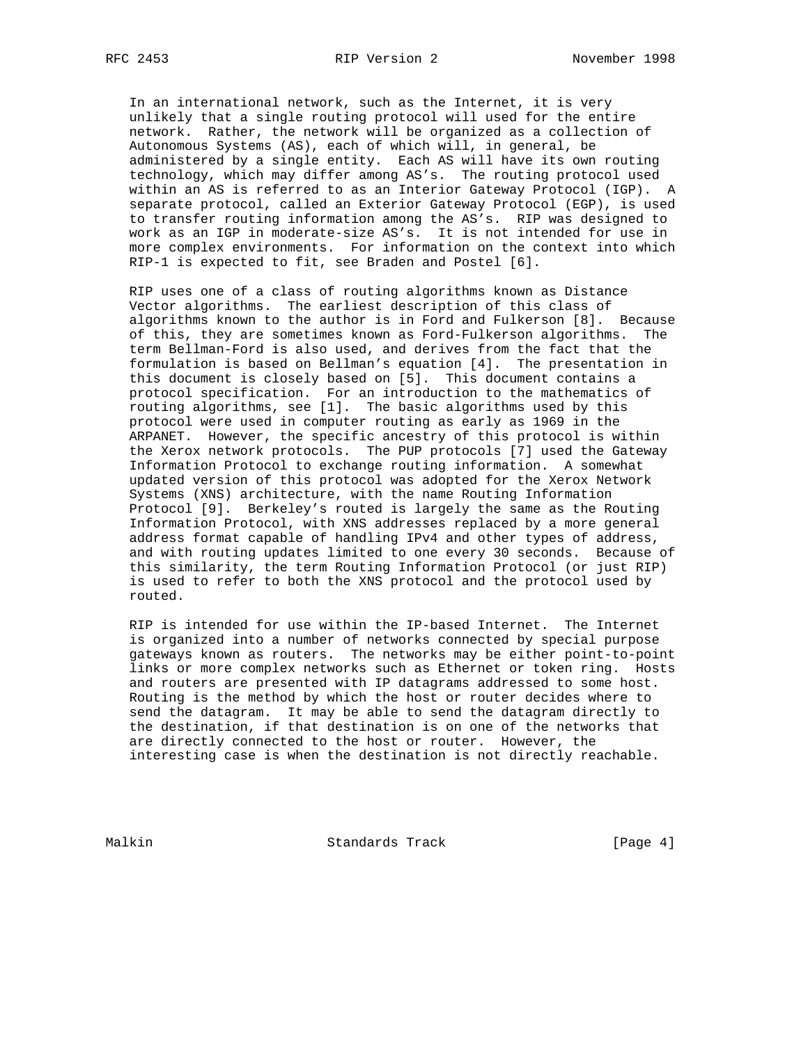In an international network, such as the Internet, it is very unlikely that a single routing protocol will used for the entire network. Rather, the network will be organized as a collection of Autonomous Systems (AS), each of which will, in general, be administered by a single entity. Each AS will have its own routing technology, which may differ among AS's. The routing protocol used within an AS is referred to as an Interior Gateway Protocol (IGP). A separate protocol, called an Exterior Gateway Protocol (EGP), is used to transfer routing information among the AS's. RIP was designed to work as an IGP in moderate-size AS's. It is not intended for use in more complex environments. For information on the context into which RIP-1 is expected to fit, see Braden and Postel [6].

RIP uses one of a class of routing algorithms known as Distance Vector algorithms. The earliest description of this class of algorithms known to the author is in Ford and Fulkerson [8]. Because of this, they are sometimes known as Ford-Fulkerson algorithms. The term Bellman-Ford is also used, and derives from the fact that the formulation is based on Bellman's equation [4]. The presentation in this document is closely based on [5]. This document contains a protocol specification. For an introduction to the mathematics of routing algorithms, see [1]. The basic algorithms used by this protocol were used in computer routing as early as 1969 in the ARPANET. However, the specific ancestry of this protocol is within the Xerox network protocols. The PUP protocols [7] used the Gateway Information Protocol to exchange routing information. A somewhat updated version of this protocol was adopted for the Xerox Network Systems (XNS) architecture, with the name Routing Information Protocol [9]. Berkeley's routed is largely the same as the Routing Information Protocol, with XNS addresses replaced by a more general address format capable of handling IPv4 and other types of address, and with routing updates limited to one every 30 seconds. Because of this similarity, the term Routing Information Protocol (or just RIP) is used to refer to both the XNS protocol and the protocol used by routed.

RIP is intended for use within the IP-based Internet. The Internet is organized into a number of networks connected by special purpose gateways known as routers. The networks may be either point-to-point links or more complex networks such as Ethernet or token ring. Hosts and routers are presented with IP datagrams addressed to some host. Routing is the method by which the host or router decides where to send the datagram. It may be able to send the datagram directly to the destination, if that destination is on one of the networks that are directly connected to the host or router. However, the interesting case is when the destination is not directly reachable.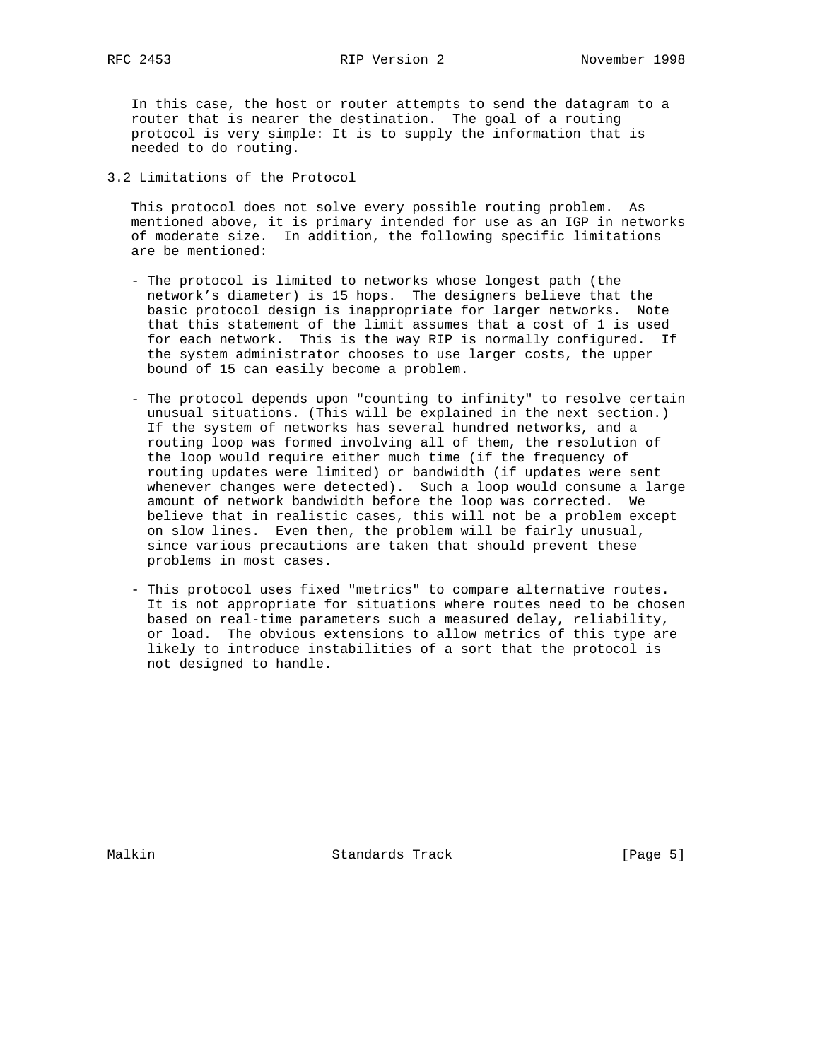In this case, the host or router attempts to send the datagram to a router that is nearer the destination. The goal of a routing protocol is very simple: It is to supply the information that is needed to do routing.

## 3.2 Limitations of the Protocol

This protocol does not solve every possible routing problem. As mentioned above, it is primary intended for use as an IGP in networks of moderate size. In addition, the following specific limitations are be mentioned:

- The protocol is limited to networks whose longest path (the network's diameter) is 15 hops. The designers believe that the basic protocol design is inappropriate for larger networks. Note that this statement of the limit assumes that a cost of 1 is used for each network. This is the way RIP is normally configured. If the system administrator chooses to use larger costs, the upper bound of 15 can easily become a problem.

- The protocol depends upon "counting to infinity" to resolve certain unusual situations. (This will be explained in the next section.) If the system of networks has several hundred networks, and a routing loop was formed involving all of them, the resolution of the loop would require either much time (if the frequency of routing updates were limited) or bandwidth (if updates were sent whenever changes were detected). Such a loop would consume a large amount of network bandwidth before the loop was corrected. We believe that in realistic cases, this will not be a problem except on slow lines. Even then, the problem will be fairly unusual, since various precautions are taken that should prevent these problems in most cases.

- This protocol uses fixed "metrics" to compare alternative routes. It is not appropriate for situations where routes need to be chosen based on real-time parameters such a measured delay, reliability, or load. The obvious extensions to allow metrics of this type are likely to introduce instabilities of a sort that the protocol is not designed to handle.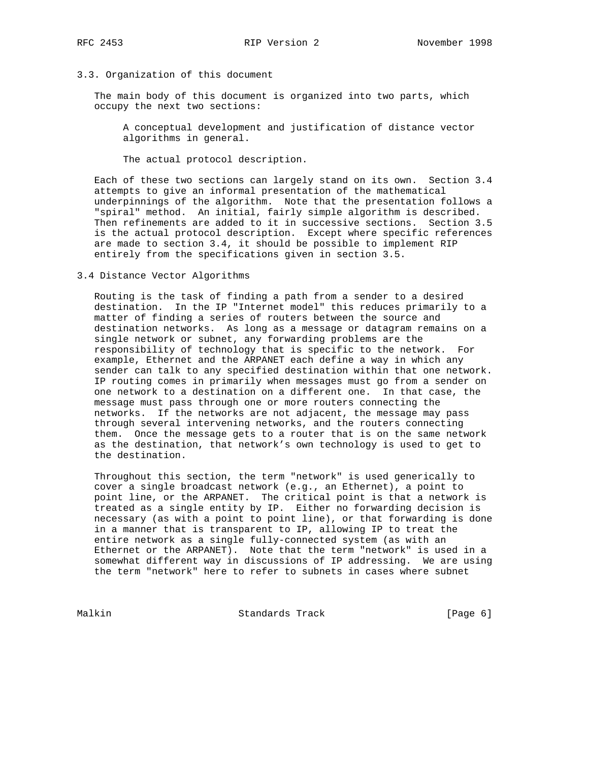### 3.3. Organization of this document

The main body of this document is organized into two parts, which occupy the next two sections:

> A conceptual development and justification of distance vector algorithms in general.
>
> The actual protocol description.

Each of these two sections can largely stand on its own. Section 3.4 attempts to give an informal presentation of the mathematical underpinnings of the algorithm. Note that the presentation follows a "spiral" method. An initial, fairly simple algorithm is described. Then refinements are added to it in successive sections. Section 3.5 is the actual protocol description. Except where specific references are made to section 3.4, it should be possible to implement RIP entirely from the specifications given in section 3.5.

### 3.4 Distance Vector Algorithms

Routing is the task of finding a path from a sender to a desired destination. In the IP "Internet model" this reduces primarily to a matter of finding a series of routers between the source and destination networks. As long as a message or datagram remains on a single network or subnet, any forwarding problems are the responsibility of technology that is specific to the network. For example, Ethernet and the ARPANET each define a way in which any sender can talk to any specified destination within that one network. IP routing comes in primarily when messages must go from a sender on one network to a destination on a different one. In that case, the message must pass through one or more routers connecting the networks. If the networks are not adjacent, the message may pass through several intervening networks, and the routers connecting them. Once the message gets to a router that is on the same network as the destination, that network's own technology is used to get to the destination.

Throughout this section, the term "network" is used generically to cover a single broadcast network (e.g., an Ethernet), a point to point line, or the ARPANET. The critical point is that a network is treated as a single entity by IP. Either no forwarding decision is necessary (as with a point to point line), or that forwarding is done in a manner that is transparent to IP, allowing IP to treat the entire network as a single fully-connected system (as with an Ethernet or the ARPANET). Note that the term "network" is used in a somewhat different way in discussions of IP addressing. We are using the term "network" here to refer to subnets in cases where subnet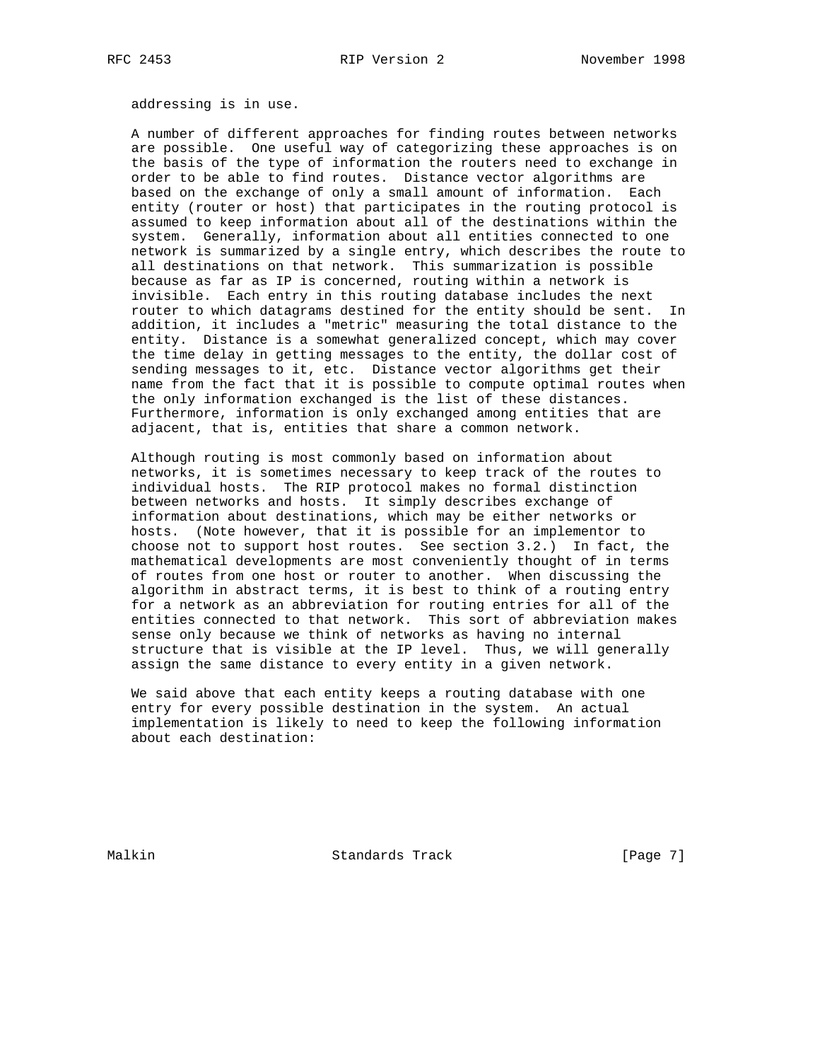addressing is in use.

A number of different approaches for finding routes between networks are possible. One useful way of categorizing these approaches is on the basis of the type of information the routers need to exchange in order to be able to find routes. Distance vector algorithms are based on the exchange of only a small amount of information. Each entity (router or host) that participates in the routing protocol is assumed to keep information about all of the destinations within the system. Generally, information about all entities connected to one network is summarized by a single entry, which describes the route to all destinations on that network. This summarization is possible because as far as IP is concerned, routing within a network is invisible. Each entry in this routing database includes the next router to which datagrams destined for the entity should be sent. In addition, it includes a "metric" measuring the total distance to the entity. Distance is a somewhat generalized concept, which may cover the time delay in getting messages to the entity, the dollar cost of sending messages to it, etc. Distance vector algorithms get their name from the fact that it is possible to compute optimal routes when the only information exchanged is the list of these distances. Furthermore, information is only exchanged among entities that are adjacent, that is, entities that share a common network.

Although routing is most commonly based on information about networks, it is sometimes necessary to keep track of the routes to individual hosts. The RIP protocol makes no formal distinction between networks and hosts. It simply describes exchange of information about destinations, which may be either networks or hosts. (Note however, that it is possible for an implementor to choose not to support host routes. See section 3.2.) In fact, the mathematical developments are most conveniently thought of in terms of routes from one host or router to another. When discussing the algorithm in abstract terms, it is best to think of a routing entry for a network as an abbreviation for routing entries for all of the entities connected to that network. This sort of abbreviation makes sense only because we think of networks as having no internal structure that is visible at the IP level. Thus, we will generally assign the same distance to every entity in a given network.

We said above that each entity keeps a routing database with one entry for every possible destination in the system. An actual implementation is likely to need to keep the following information about each destination: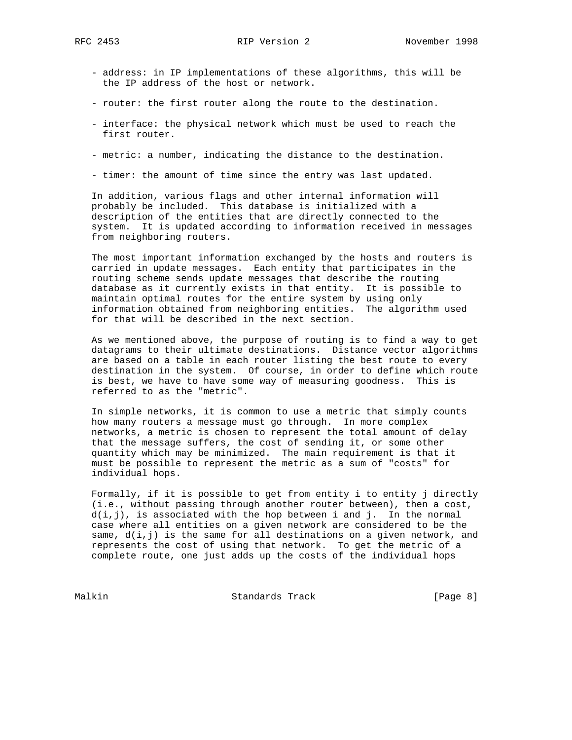- address: in IP implementations of these algorithms, this will be the IP address of the host or network.

- router: the first router along the route to the destination.

- interface: the physical network which must be used to reach the first router.

- metric: a number, indicating the distance to the destination.

- timer: the amount of time since the entry was last updated.

In addition, various flags and other internal information will probably be included. This database is initialized with a description of the entities that are directly connected to the system. It is updated according to information received in messages from neighboring routers.

The most important information exchanged by the hosts and routers is carried in update messages. Each entity that participates in the routing scheme sends update messages that describe the routing database as it currently exists in that entity. It is possible to maintain optimal routes for the entire system by using only information obtained from neighboring entities. The algorithm used for that will be described in the next section.

As we mentioned above, the purpose of routing is to find a way to get datagrams to their ultimate destinations. Distance vector algorithms are based on a table in each router listing the best route to every destination in the system. Of course, in order to define which route is best, we have to have some way of measuring goodness. This is referred to as the "metric".

In simple networks, it is common to use a metric that simply counts how many routers a message must go through. In more complex networks, a metric is chosen to represent the total amount of delay that the message suffers, the cost of sending it, or some other quantity which may be minimized. The main requirement is that it must be possible to represent the metric as a sum of "costs" for individual hops.

Formally, if it is possible to get from entity i to entity j directly (i.e., without passing through another router between), then a cost, $d(i,j)$, is associated with the hop between i and j. In the normal case where all entities on a given network are considered to be the same, $d(i,j)$ is the same for all destinations on a given network, and represents the cost of using that network. To get the metric of a complete route, one just adds up the costs of the individual hops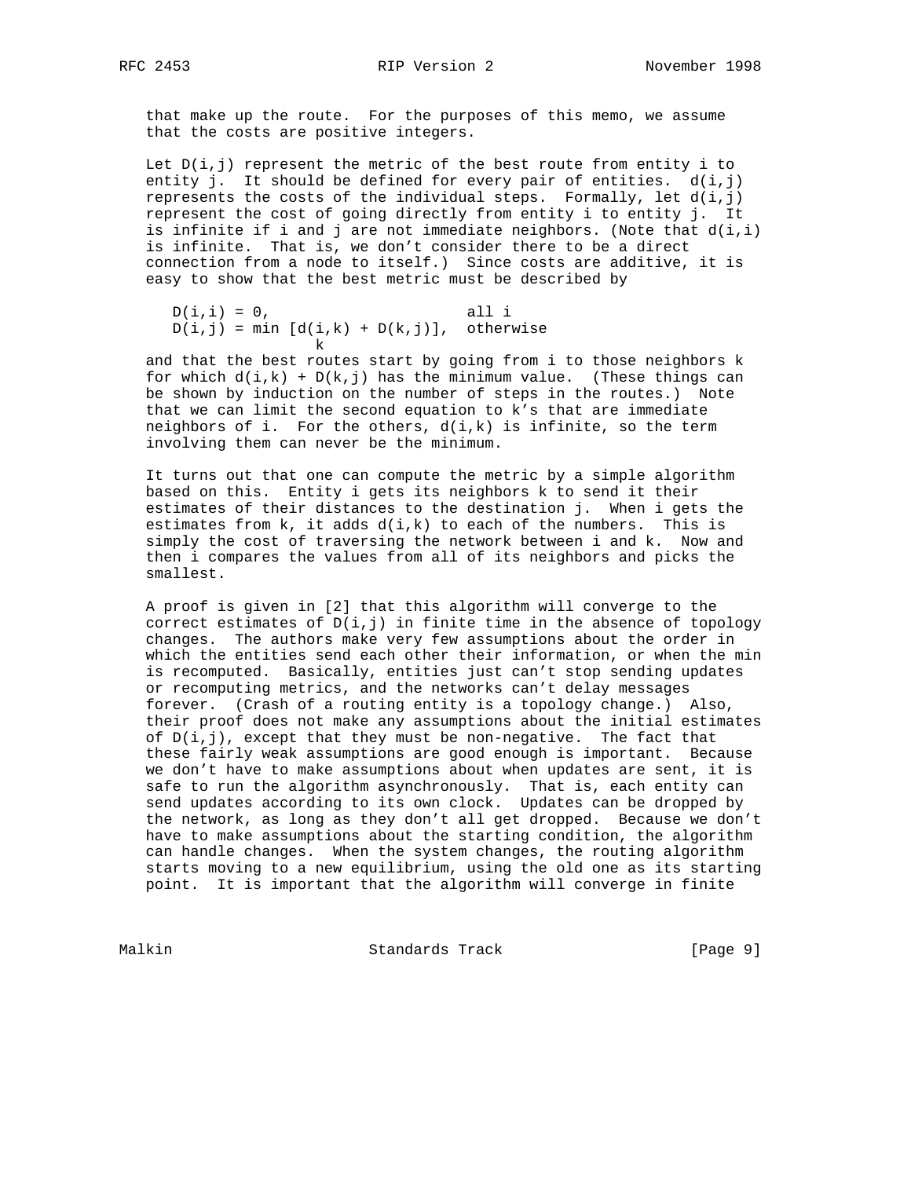that make up the route. For the purposes of this memo, we assume that the costs are positive integers.

Let $D(i,j)$ represent the metric of the best route from entity i to entity j. It should be defined for every pair of entities. $d(i,j)$ represents the costs of the individual steps. Formally, let $d(i,j)$ represent the cost of going directly from entity i to entity j. It is infinite if i and j are not immediate neighbors. (Note that $d(i,i)$ is infinite. That is, we don't consider there to be a direct connection from a node to itself.) Since costs are additive, it is easy to show that the best metric must be described by

$$D(i,i) = 0, \quad \text{all } i$$
$$D(i,j) = \min_k \left[d(i,k) + D(k,j)\right], \quad \text{otherwise}$$

and that the best routes start by going from i to those neighbors k for which $d(i,k) + D(k,j)$ has the minimum value. (These things can be shown by induction on the number of steps in the routes.) Note that we can limit the second equation to k's that are immediate neighbors of i. For the others, $d(i,k)$ is infinite, so the term involving them can never be the minimum.

It turns out that one can compute the metric by a simple algorithm based on this. Entity i gets its neighbors k to send it their estimates of their distances to the destination j. When i gets the estimates from k, it adds $d(i,k)$ to each of the numbers. This is simply the cost of traversing the network between i and k. Now and then i compares the values from all of its neighbors and picks the smallest.

A proof is given in [2] that this algorithm will converge to the correct estimates of $D(i,j)$ in finite time in the absence of topology changes. The authors make very few assumptions about the order in which the entities send each other their information, or when the min is recomputed. Basically, entities just can't stop sending updates or recomputing metrics, and the networks can't delay messages forever. (Crash of a routing entity is a topology change.) Also, their proof does not make any assumptions about the initial estimates of $D(i,j)$, except that they must be non-negative. The fact that these fairly weak assumptions are good enough is important. Because we don't have to make assumptions about when updates are sent, it is safe to run the algorithm asynchronously. That is, each entity can send updates according to its own clock. Updates can be dropped by the network, as long as they don't all get dropped. Because we don't have to make assumptions about the starting condition, the algorithm can handle changes. When the system changes, the routing algorithm starts moving to a new equilibrium, using the old one as its starting point. It is important that the algorithm will converge in finite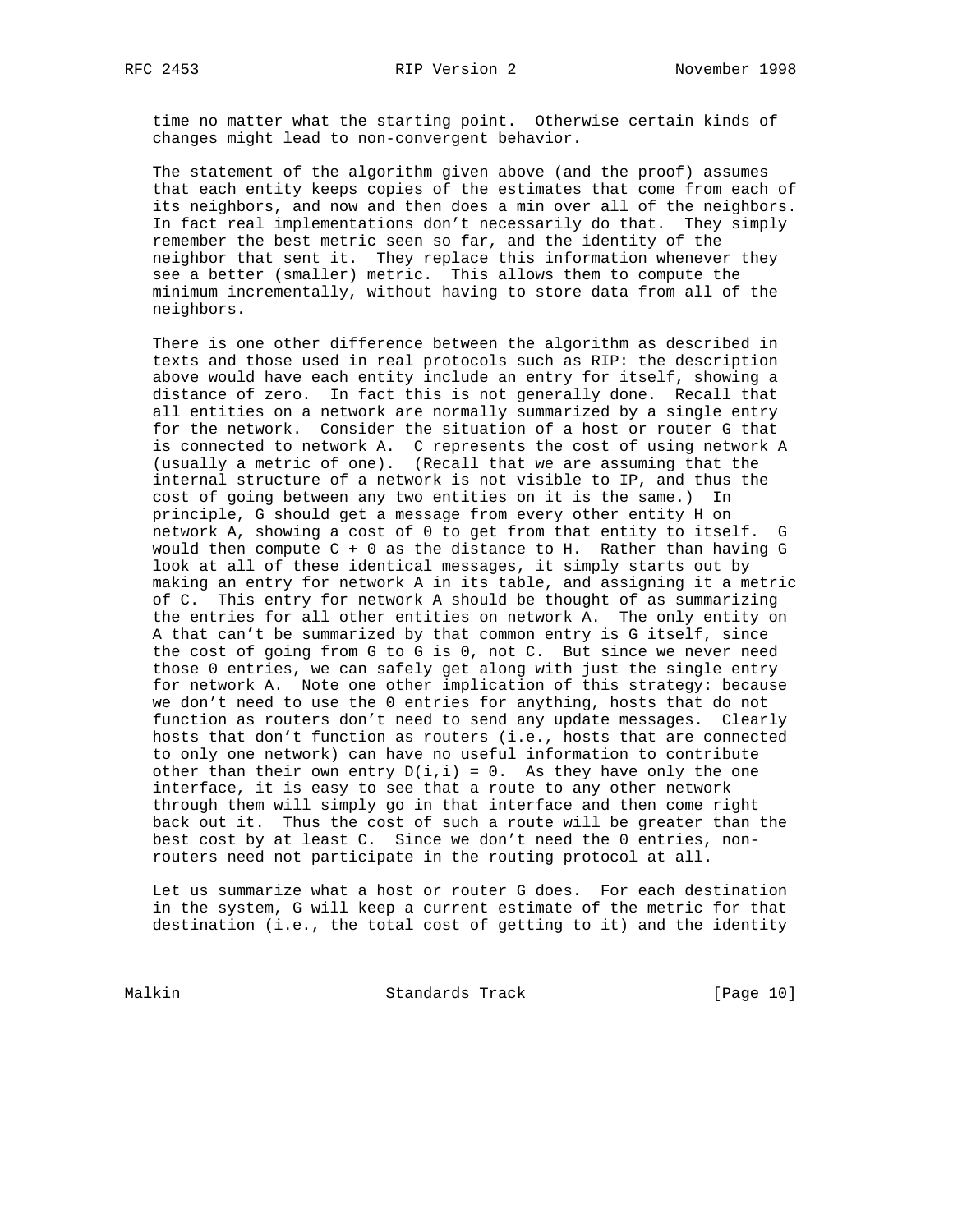time no matter what the starting point. Otherwise certain kinds of changes might lead to non-convergent behavior.

The statement of the algorithm given above (and the proof) assumes that each entity keeps copies of the estimates that come from each of its neighbors, and now and then does a min over all of the neighbors. In fact real implementations don't necessarily do that. They simply remember the best metric seen so far, and the identity of the neighbor that sent it. They replace this information whenever they see a better (smaller) metric. This allows them to compute the minimum incrementally, without having to store data from all of the neighbors.

There is one other difference between the algorithm as described in texts and those used in real protocols such as RIP: the description above would have each entity include an entry for itself, showing a distance of zero. In fact this is not generally done. Recall that all entities on a network are normally summarized by a single entry for the network. Consider the situation of a host or router G that is connected to network A. C represents the cost of using network A (usually a metric of one). (Recall that we are assuming that the internal structure of a network is not visible to IP, and thus the cost of going between any two entities on it is the same.) In principle, G should get a message from every other entity H on network A, showing a cost of 0 to get from that entity to itself. G would then compute $C + 0$ as the distance to H. Rather than having G look at all of these identical messages, it simply starts out by making an entry for network A in its table, and assigning it a metric of C. This entry for network A should be thought of as summarizing the entries for all other entities on network A. The only entity on A that can't be summarized by that common entry is G itself, since the cost of going from G to G is 0, not C. But since we never need those 0 entries, we can safely get along with just the single entry for network A. Note one other implication of this strategy: because we don't need to use the 0 entries for anything, hosts that do not function as routers don't need to send any update messages. Clearly hosts that don't function as routers (i.e., hosts that are connected to only one network) can have no useful information to contribute other than their own entry $D(i,i) = 0$. As they have only the one interface, it is easy to see that a route to any other network through them will simply go in that interface and then come right back out it. Thus the cost of such a route will be greater than the best cost by at least C. Since we don't need the 0 entries, non-routers need not participate in the routing protocol at all.

Let us summarize what a host or router G does. For each destination in the system, G will keep a current estimate of the metric for that destination (i.e., the total cost of getting to it) and the identity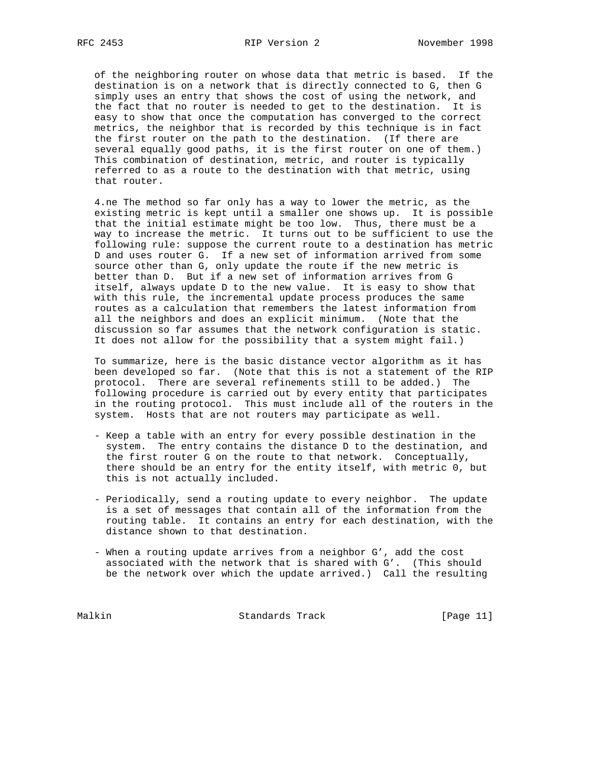of the neighboring router on whose data that metric is based. If the destination is on a network that is directly connected to G, then G simply uses an entry that shows the cost of using the network, and the fact that no router is needed to get to the destination. It is easy to show that once the computation has converged to the correct metrics, the neighbor that is recorded by this technique is in fact the first router on the path to the destination. (If there are several equally good paths, it is the first router on one of them.) This combination of destination, metric, and router is typically referred to as a route to the destination with that metric, using that router.

4.ne The method so far only has a way to lower the metric, as the existing metric is kept until a smaller one shows up. It is possible that the initial estimate might be too low. Thus, there must be a way to increase the metric. It turns out to be sufficient to use the following rule: suppose the current route to a destination has metric D and uses router G. If a new set of information arrived from some source other than G, only update the route if the new metric is better than D. But if a new set of information arrives from G itself, always update D to the new value. It is easy to show that with this rule, the incremental update process produces the same routes as a calculation that remembers the latest information from all the neighbors and does an explicit minimum. (Note that the discussion so far assumes that the network configuration is static. It does not allow for the possibility that a system might fail.)

To summarize, here is the basic distance vector algorithm as it has been developed so far. (Note that this is not a statement of the RIP protocol. There are several refinements still to be added.) The following procedure is carried out by every entity that participates in the routing protocol. This must include all of the routers in the system. Hosts that are not routers may participate as well.

- Keep a table with an entry for every possible destination in the system. The entry contains the distance D to the destination, and the first router G on the route to that network. Conceptually, there should be an entry for the entity itself, with metric 0, but this is not actually included.

- Periodically, send a routing update to every neighbor. The update is a set of messages that contain all of the information from the routing table. It contains an entry for each destination, with the distance shown to that destination.

- When a routing update arrives from a neighbor G', add the cost associated with the network that is shared with G'. (This should be the network over which the update arrived.) Call the resulting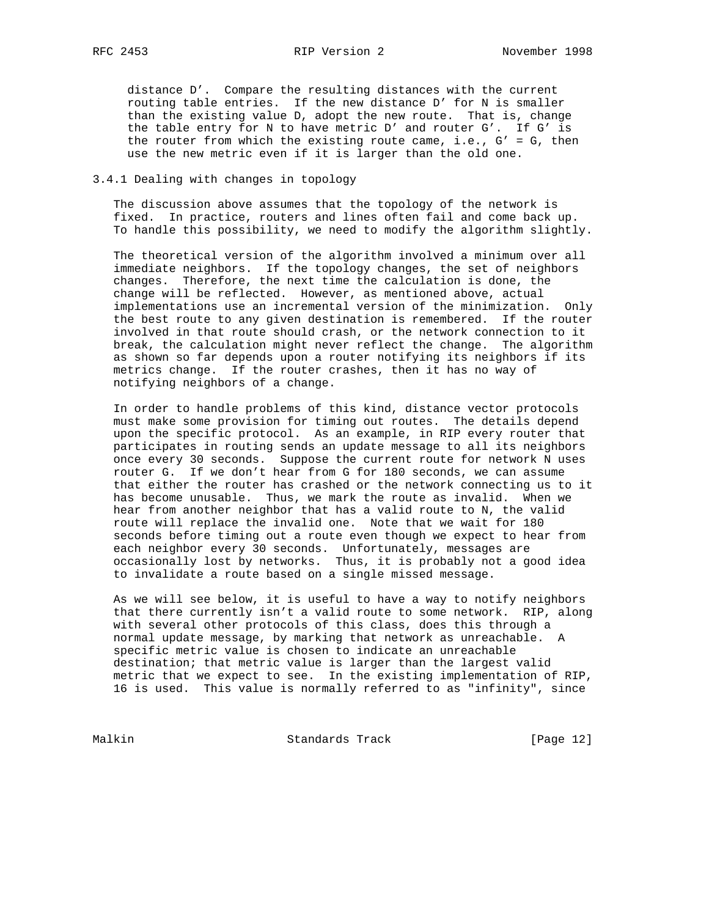distance D'. Compare the resulting distances with the current routing table entries. If the new distance D' for N is smaller than the existing value D, adopt the new route. That is, change the table entry for N to have metric D' and router G'. If G' is the router from which the existing route came, i.e., G' = G, then use the new metric even if it is larger than the old one.

### 3.4.1 Dealing with changes in topology

The discussion above assumes that the topology of the network is fixed. In practice, routers and lines often fail and come back up. To handle this possibility, we need to modify the algorithm slightly.

The theoretical version of the algorithm involved a minimum over all immediate neighbors. If the topology changes, the set of neighbors changes. Therefore, the next time the calculation is done, the change will be reflected. However, as mentioned above, actual implementations use an incremental version of the minimization. Only the best route to any given destination is remembered. If the router involved in that route should crash, or the network connection to it break, the calculation might never reflect the change. The algorithm as shown so far depends upon a router notifying its neighbors if its metrics change. If the router crashes, then it has no way of notifying neighbors of a change.

In order to handle problems of this kind, distance vector protocols must make some provision for timing out routes. The details depend upon the specific protocol. As an example, in RIP every router that participates in routing sends an update message to all its neighbors once every 30 seconds. Suppose the current route for network N uses router G. If we don't hear from G for 180 seconds, we can assume that either the router has crashed or the network connecting us to it has become unusable. Thus, we mark the route as invalid. When we hear from another neighbor that has a valid route to N, the valid route will replace the invalid one. Note that we wait for 180 seconds before timing out a route even though we expect to hear from each neighbor every 30 seconds. Unfortunately, messages are occasionally lost by networks. Thus, it is probably not a good idea to invalidate a route based on a single missed message.

As we will see below, it is useful to have a way to notify neighbors that there currently isn't a valid route to some network. RIP, along with several other protocols of this class, does this through a normal update message, by marking that network as unreachable. A specific metric value is chosen to indicate an unreachable destination; that metric value is larger than the largest valid metric that we expect to see. In the existing implementation of RIP, 16 is used. This value is normally referred to as "infinity", since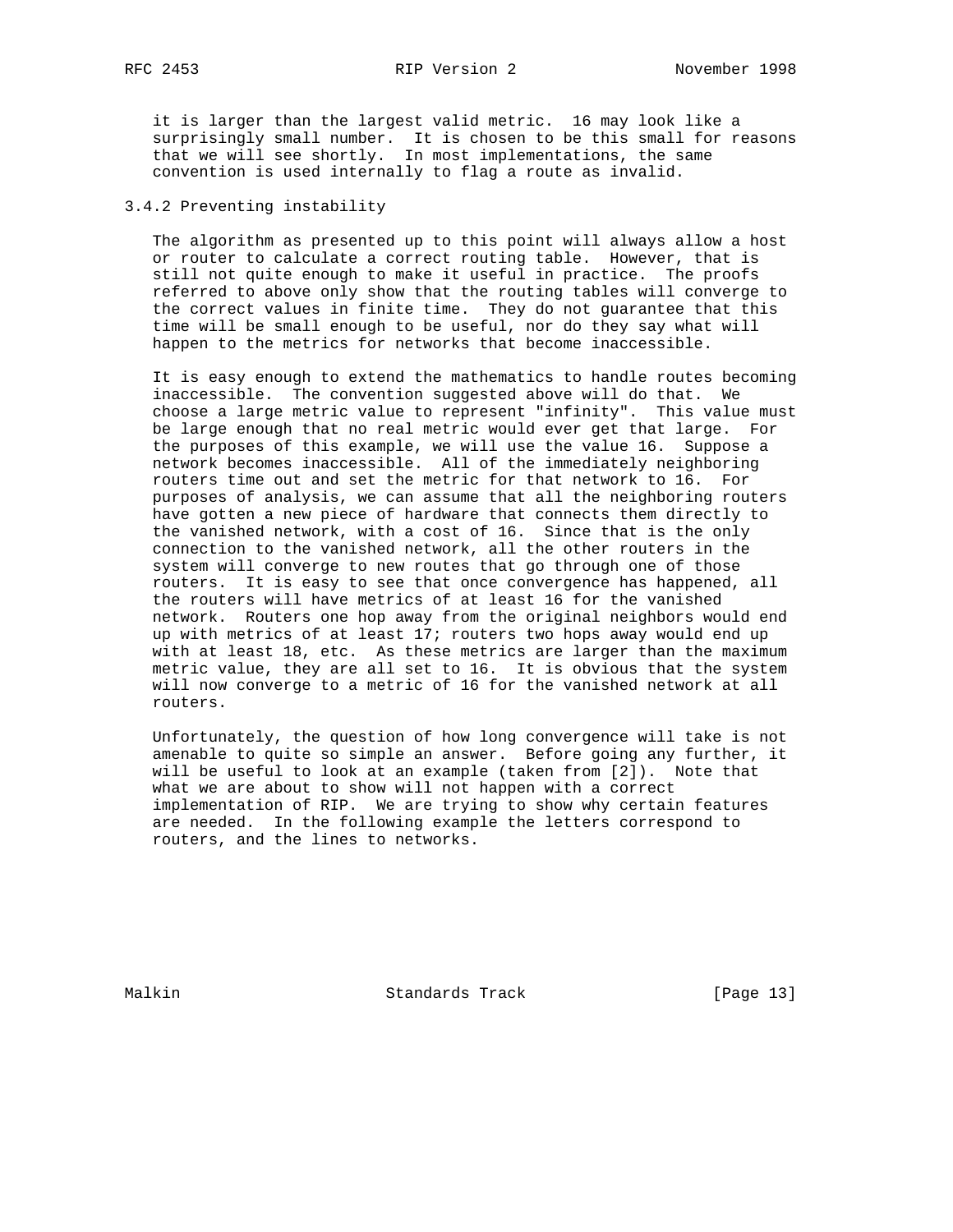it is larger than the largest valid metric. 16 may look like a surprisingly small number. It is chosen to be this small for reasons that we will see shortly. In most implementations, the same convention is used internally to flag a route as invalid.

### 3.4.2 Preventing instability

The algorithm as presented up to this point will always allow a host or router to calculate a correct routing table. However, that is still not quite enough to make it useful in practice. The proofs referred to above only show that the routing tables will converge to the correct values in finite time. They do not guarantee that this time will be small enough to be useful, nor do they say what will happen to the metrics for networks that become inaccessible.

It is easy enough to extend the mathematics to handle routes becoming inaccessible. The convention suggested above will do that. We choose a large metric value to represent "infinity". This value must be large enough that no real metric would ever get that large. For the purposes of this example, we will use the value 16. Suppose a network becomes inaccessible. All of the immediately neighboring routers time out and set the metric for that network to 16. For purposes of analysis, we can assume that all the neighboring routers have gotten a new piece of hardware that connects them directly to the vanished network, with a cost of 16. Since that is the only connection to the vanished network, all the other routers in the system will converge to new routes that go through one of those routers. It is easy to see that once convergence has happened, all the routers will have metrics of at least 16 for the vanished network. Routers one hop away from the original neighbors would end up with metrics of at least 17; routers two hops away would end up with at least 18, etc. As these metrics are larger than the maximum metric value, they are all set to 16. It is obvious that the system will now converge to a metric of 16 for the vanished network at all routers.

Unfortunately, the question of how long convergence will take is not amenable to quite so simple an answer. Before going any further, it will be useful to look at an example (taken from [2]). Note that what we are about to show will not happen with a correct implementation of RIP. We are trying to show why certain features are needed. In the following example the letters correspond to routers, and the lines to networks.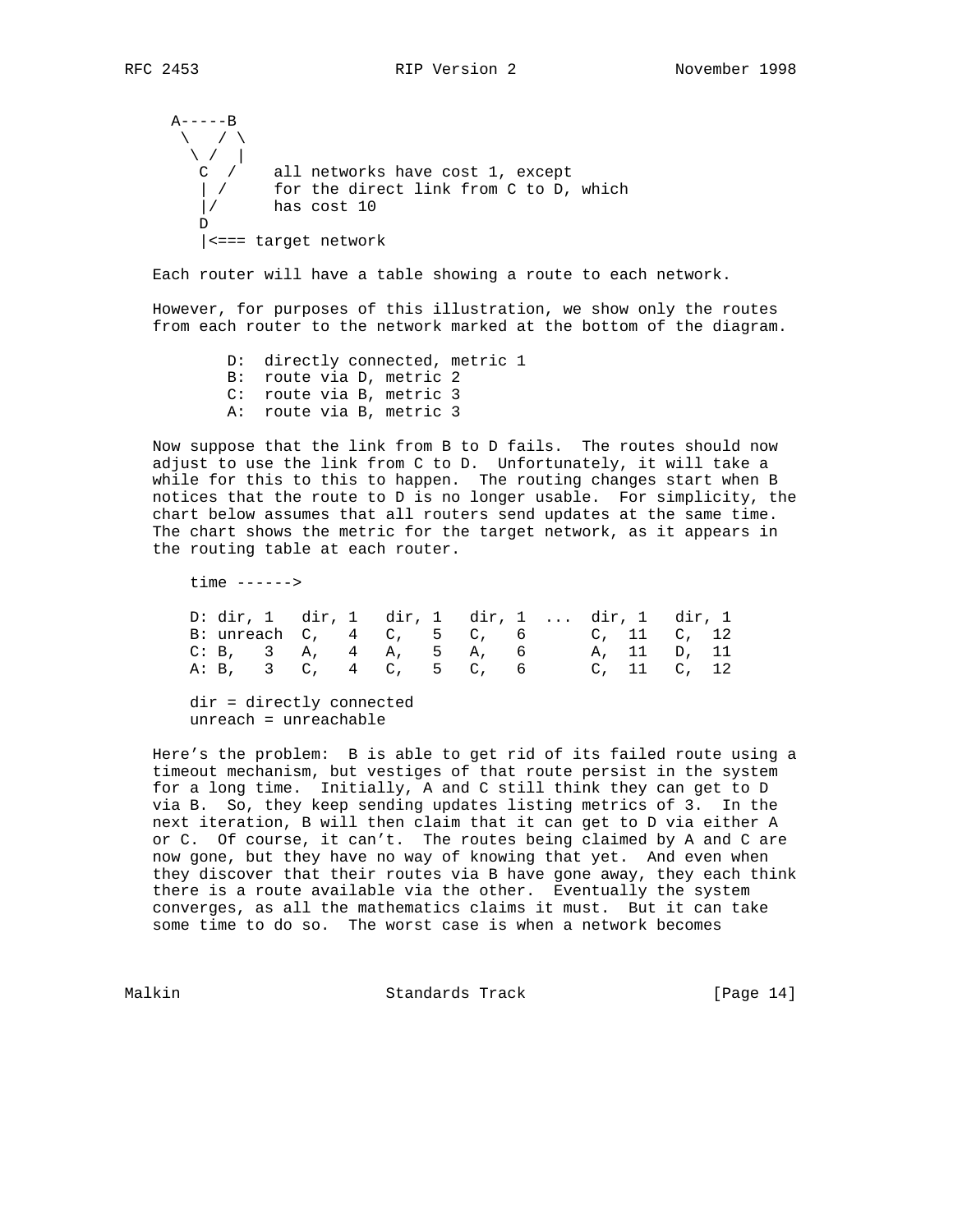```
   A-----B
    \   / \
     \ /  |
      C  /    all networks have cost 1, except
      | /     for the direct link from C to D, which
      |/      has cost 10
      D
      |<=== target network
```

Each router will have a table showing a route to each network.

However, for purposes of this illustration, we show only the routes from each router to the network marked at the bottom of the diagram.

```
        D:  directly connected, metric 1
        B:  route via D, metric 2
        C:  route via B, metric 3
        A:  route via B, metric 3
```

Now suppose that the link from B to D fails. The routes should now adjust to use the link from C to D. Unfortunately, it will take a while for this to this to happen. The routing changes start when B notices that the route to D is no longer usable. For simplicity, the chart below assumes that all routers send updates at the same time. The chart shows the metric for the target network, as it appears in the routing table at each router.

```
    time ------>

    D: dir, 1   dir, 1   dir, 1   dir, 1  ...  dir, 1   dir, 1
    B: unreach  C,   4   C,   5   C,   6       C,  11   C,  12
    C: B,   3   A,   4   A,   5   A,   6       A,  11   D,  11
    A: B,   3   C,   4   C,   5   C,   6       C,  11   C,  12

    dir = directly connected
    unreach = unreachable
```

Here's the problem: B is able to get rid of its failed route using a timeout mechanism, but vestiges of that route persist in the system for a long time. Initially, A and C still think they can get to D via B. So, they keep sending updates listing metrics of 3. In the next iteration, B will then claim that it can get to D via either A or C. Of course, it can't. The routes being claimed by A and C are now gone, but they have no way of knowing that yet. And even when they discover that their routes via B have gone away, they each think there is a route available via the other. Eventually the system converges, as all the mathematics claims it must. But it can take some time to do so. The worst case is when a network becomes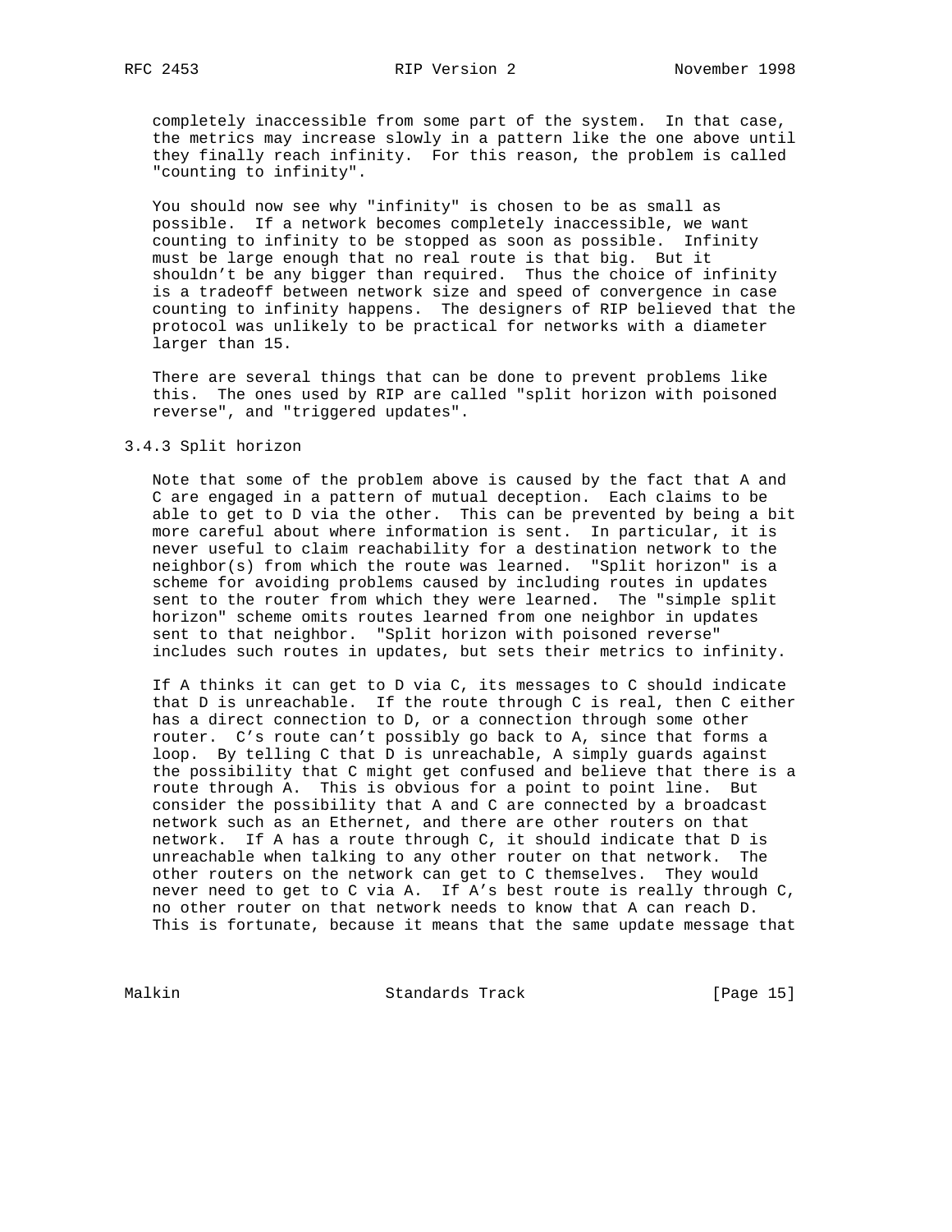completely inaccessible from some part of the system. In that case, the metrics may increase slowly in a pattern like the one above until they finally reach infinity. For this reason, the problem is called "counting to infinity".

You should now see why "infinity" is chosen to be as small as possible. If a network becomes completely inaccessible, we want counting to infinity to be stopped as soon as possible. Infinity must be large enough that no real route is that big. But it shouldn't be any bigger than required. Thus the choice of infinity is a tradeoff between network size and speed of convergence in case counting to infinity happens. The designers of RIP believed that the protocol was unlikely to be practical for networks with a diameter larger than 15.

There are several things that can be done to prevent problems like this. The ones used by RIP are called "split horizon with poisoned reverse", and "triggered updates".

### 3.4.3 Split horizon

Note that some of the problem above is caused by the fact that A and C are engaged in a pattern of mutual deception. Each claims to be able to get to D via the other. This can be prevented by being a bit more careful about where information is sent. In particular, it is never useful to claim reachability for a destination network to the neighbor(s) from which the route was learned. "Split horizon" is a scheme for avoiding problems caused by including routes in updates sent to the router from which they were learned. The "simple split horizon" scheme omits routes learned from one neighbor in updates sent to that neighbor. "Split horizon with poisoned reverse" includes such routes in updates, but sets their metrics to infinity.

If A thinks it can get to D via C, its messages to C should indicate that D is unreachable. If the route through C is real, then C either has a direct connection to D, or a connection through some other router. C's route can't possibly go back to A, since that forms a loop. By telling C that D is unreachable, A simply guards against the possibility that C might get confused and believe that there is a route through A. This is obvious for a point to point line. But consider the possibility that A and C are connected by a broadcast network such as an Ethernet, and there are other routers on that network. If A has a route through C, it should indicate that D is unreachable when talking to any other router on that network. The other routers on the network can get to C themselves. They would never need to get to C via A. If A's best route is really through C, no other router on that network needs to know that A can reach D. This is fortunate, because it means that the same update message that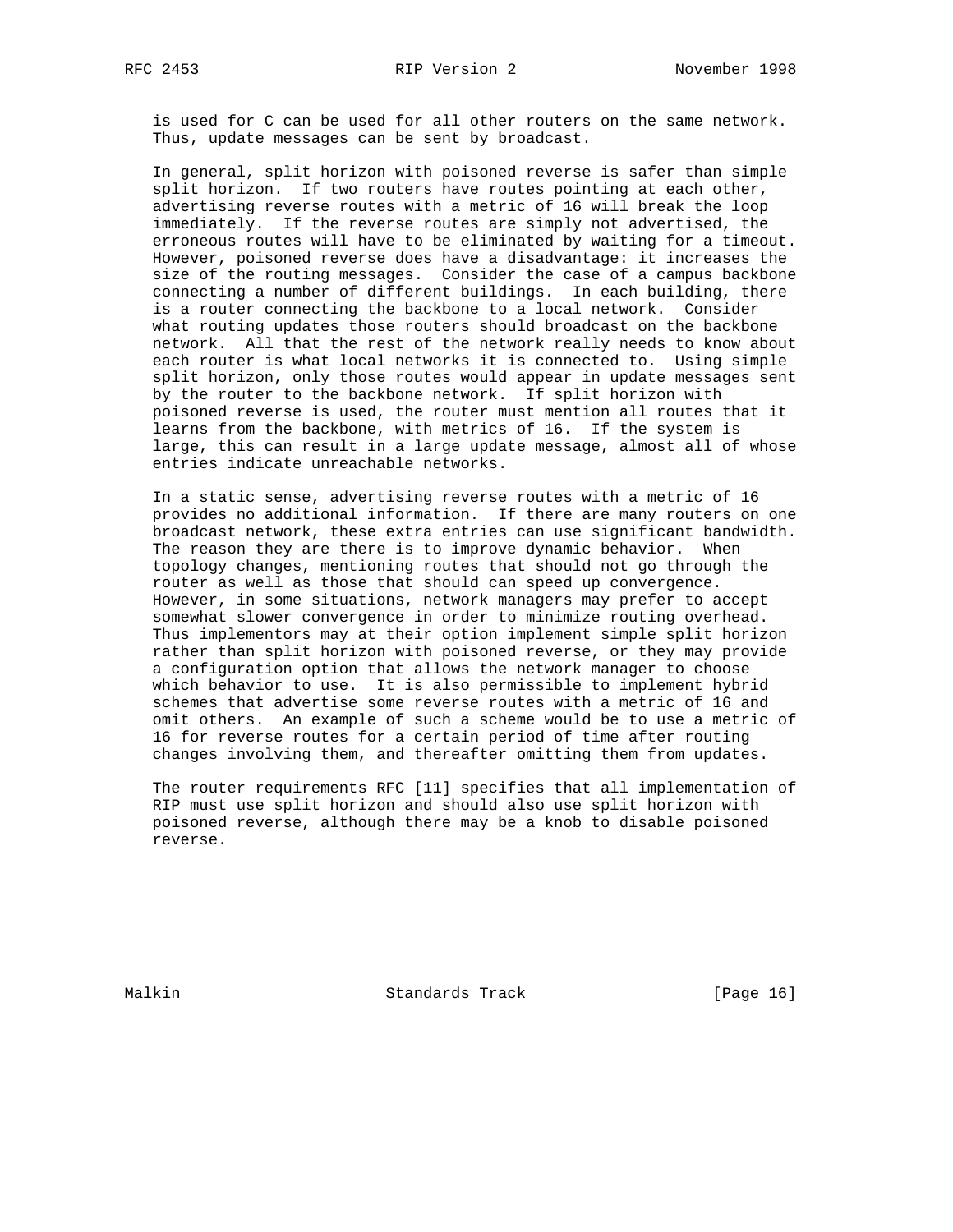is used for C can be used for all other routers on the same network. Thus, update messages can be sent by broadcast.

In general, split horizon with poisoned reverse is safer than simple split horizon. If two routers have routes pointing at each other, advertising reverse routes with a metric of 16 will break the loop immediately. If the reverse routes are simply not advertised, the erroneous routes will have to be eliminated by waiting for a timeout. However, poisoned reverse does have a disadvantage: it increases the size of the routing messages. Consider the case of a campus backbone connecting a number of different buildings. In each building, there is a router connecting the backbone to a local network. Consider what routing updates those routers should broadcast on the backbone network. All that the rest of the network really needs to know about each router is what local networks it is connected to. Using simple split horizon, only those routes would appear in update messages sent by the router to the backbone network. If split horizon with poisoned reverse is used, the router must mention all routes that it learns from the backbone, with metrics of 16. If the system is large, this can result in a large update message, almost all of whose entries indicate unreachable networks.

In a static sense, advertising reverse routes with a metric of 16 provides no additional information. If there are many routers on one broadcast network, these extra entries can use significant bandwidth. The reason they are there is to improve dynamic behavior. When topology changes, mentioning routes that should not go through the router as well as those that should can speed up convergence. However, in some situations, network managers may prefer to accept somewhat slower convergence in order to minimize routing overhead. Thus implementors may at their option implement simple split horizon rather than split horizon with poisoned reverse, or they may provide a configuration option that allows the network manager to choose which behavior to use. It is also permissible to implement hybrid schemes that advertise some reverse routes with a metric of 16 and omit others. An example of such a scheme would be to use a metric of 16 for reverse routes for a certain period of time after routing changes involving them, and thereafter omitting them from updates.

The router requirements RFC [11] specifies that all implementation of RIP must use split horizon and should also use split horizon with poisoned reverse, although there may be a knob to disable poisoned reverse.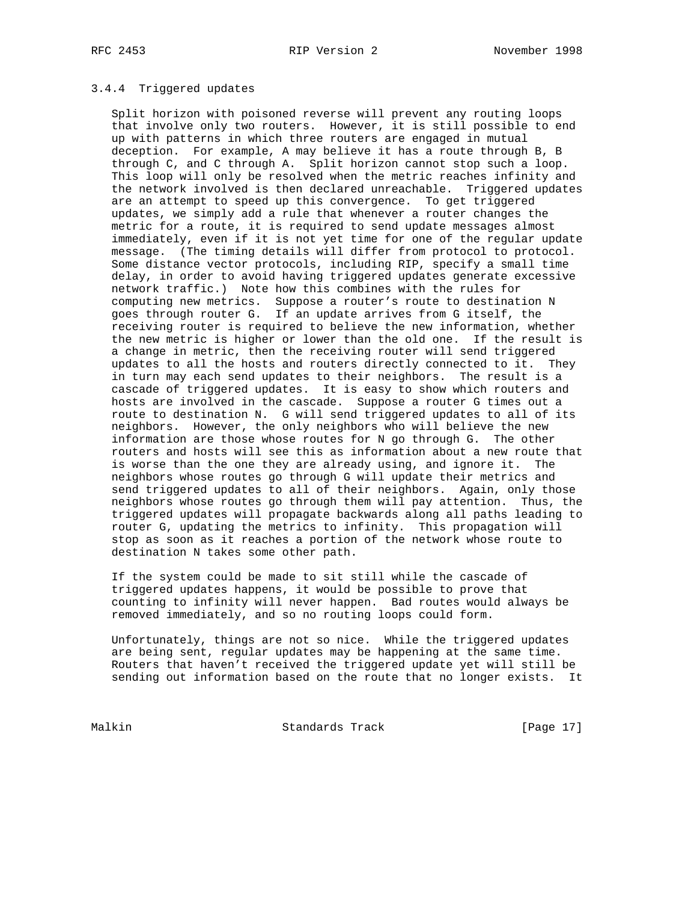### 3.4.4 Triggered updates

Split horizon with poisoned reverse will prevent any routing loops that involve only two routers. However, it is still possible to end up with patterns in which three routers are engaged in mutual deception. For example, A may believe it has a route through B, B through C, and C through A. Split horizon cannot stop such a loop. This loop will only be resolved when the metric reaches infinity and the network involved is then declared unreachable. Triggered updates are an attempt to speed up this convergence. To get triggered updates, we simply add a rule that whenever a router changes the metric for a route, it is required to send update messages almost immediately, even if it is not yet time for one of the regular update message. (The timing details will differ from protocol to protocol. Some distance vector protocols, including RIP, specify a small time delay, in order to avoid having triggered updates generate excessive network traffic.) Note how this combines with the rules for computing new metrics. Suppose a router's route to destination N goes through router G. If an update arrives from G itself, the receiving router is required to believe the new information, whether the new metric is higher or lower than the old one. If the result is a change in metric, then the receiving router will send triggered updates to all the hosts and routers directly connected to it. They in turn may each send updates to their neighbors. The result is a cascade of triggered updates. It is easy to show which routers and hosts are involved in the cascade. Suppose a router G times out a route to destination N. G will send triggered updates to all of its neighbors. However, the only neighbors who will believe the new information are those whose routes for N go through G. The other routers and hosts will see this as information about a new route that is worse than the one they are already using, and ignore it. The neighbors whose routes go through G will update their metrics and send triggered updates to all of their neighbors. Again, only those neighbors whose routes go through them will pay attention. Thus, the triggered updates will propagate backwards along all paths leading to router G, updating the metrics to infinity. This propagation will stop as soon as it reaches a portion of the network whose route to destination N takes some other path.

If the system could be made to sit still while the cascade of triggered updates happens, it would be possible to prove that counting to infinity will never happen. Bad routes would always be removed immediately, and so no routing loops could form.

Unfortunately, things are not so nice. While the triggered updates are being sent, regular updates may be happening at the same time. Routers that haven't received the triggered update yet will still be sending out information based on the route that no longer exists. It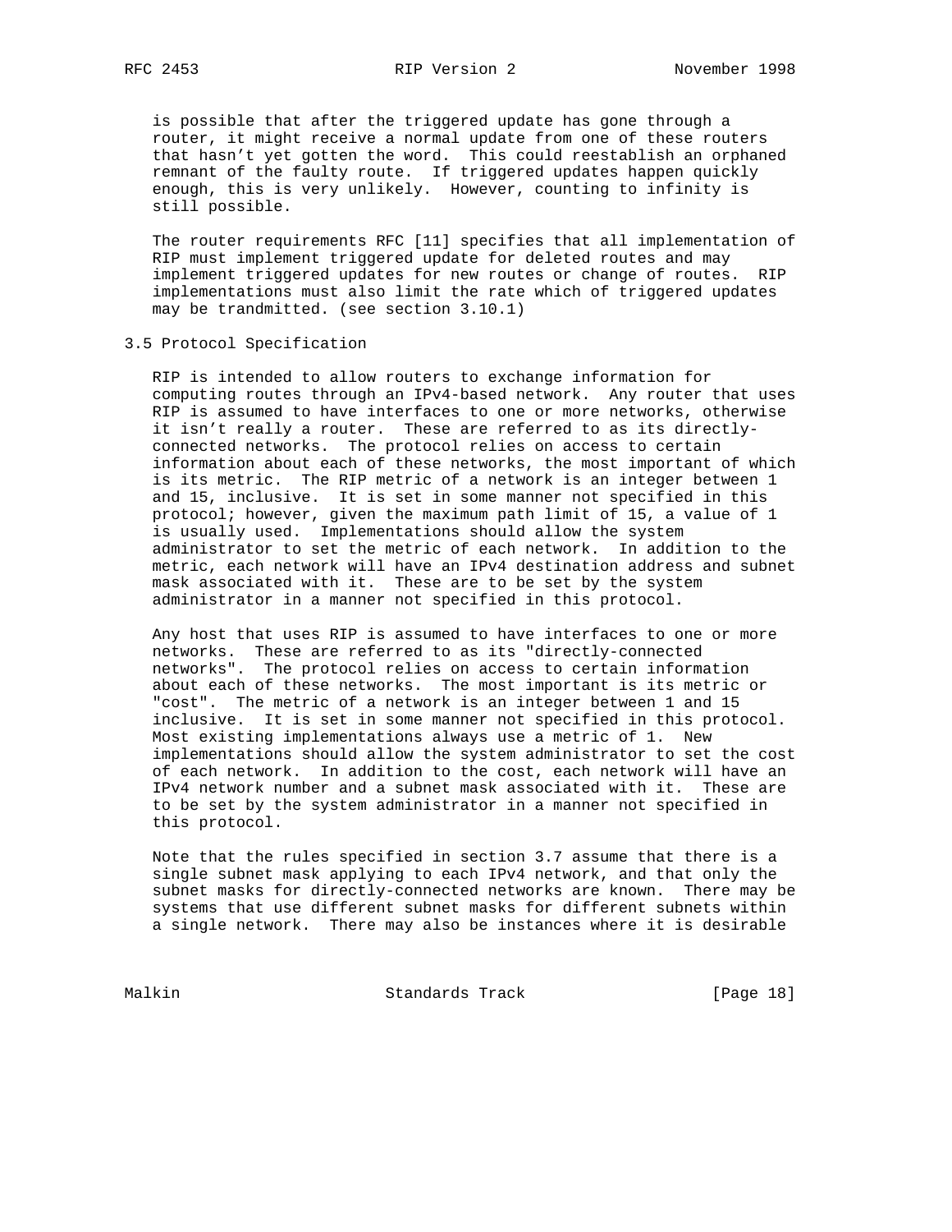is possible that after the triggered update has gone through a router, it might receive a normal update from one of these routers that hasn't yet gotten the word. This could reestablish an orphaned remnant of the faulty route. If triggered updates happen quickly enough, this is very unlikely. However, counting to infinity is still possible.

The router requirements RFC [11] specifies that all implementation of RIP must implement triggered update for deleted routes and may implement triggered updates for new routes or change of routes. RIP implementations must also limit the rate which of triggered updates may be trandmitted. (see section 3.10.1)

## 3.5 Protocol Specification

RIP is intended to allow routers to exchange information for computing routes through an IPv4-based network. Any router that uses RIP is assumed to have interfaces to one or more networks, otherwise it isn't really a router. These are referred to as its directly-connected networks. The protocol relies on access to certain information about each of these networks, the most important of which is its metric. The RIP metric of a network is an integer between 1 and 15, inclusive. It is set in some manner not specified in this protocol; however, given the maximum path limit of 15, a value of 1 is usually used. Implementations should allow the system administrator to set the metric of each network. In addition to the metric, each network will have an IPv4 destination address and subnet mask associated with it. These are to be set by the system administrator in a manner not specified in this protocol.

Any host that uses RIP is assumed to have interfaces to one or more networks. These are referred to as its "directly-connected networks". The protocol relies on access to certain information about each of these networks. The most important is its metric or "cost". The metric of a network is an integer between 1 and 15 inclusive. It is set in some manner not specified in this protocol. Most existing implementations always use a metric of 1. New implementations should allow the system administrator to set the cost of each network. In addition to the cost, each network will have an IPv4 network number and a subnet mask associated with it. These are to be set by the system administrator in a manner not specified in this protocol.

Note that the rules specified in section 3.7 assume that there is a single subnet mask applying to each IPv4 network, and that only the subnet masks for directly-connected networks are known. There may be systems that use different subnet masks for different subnets within a single network. There may also be instances where it is desirable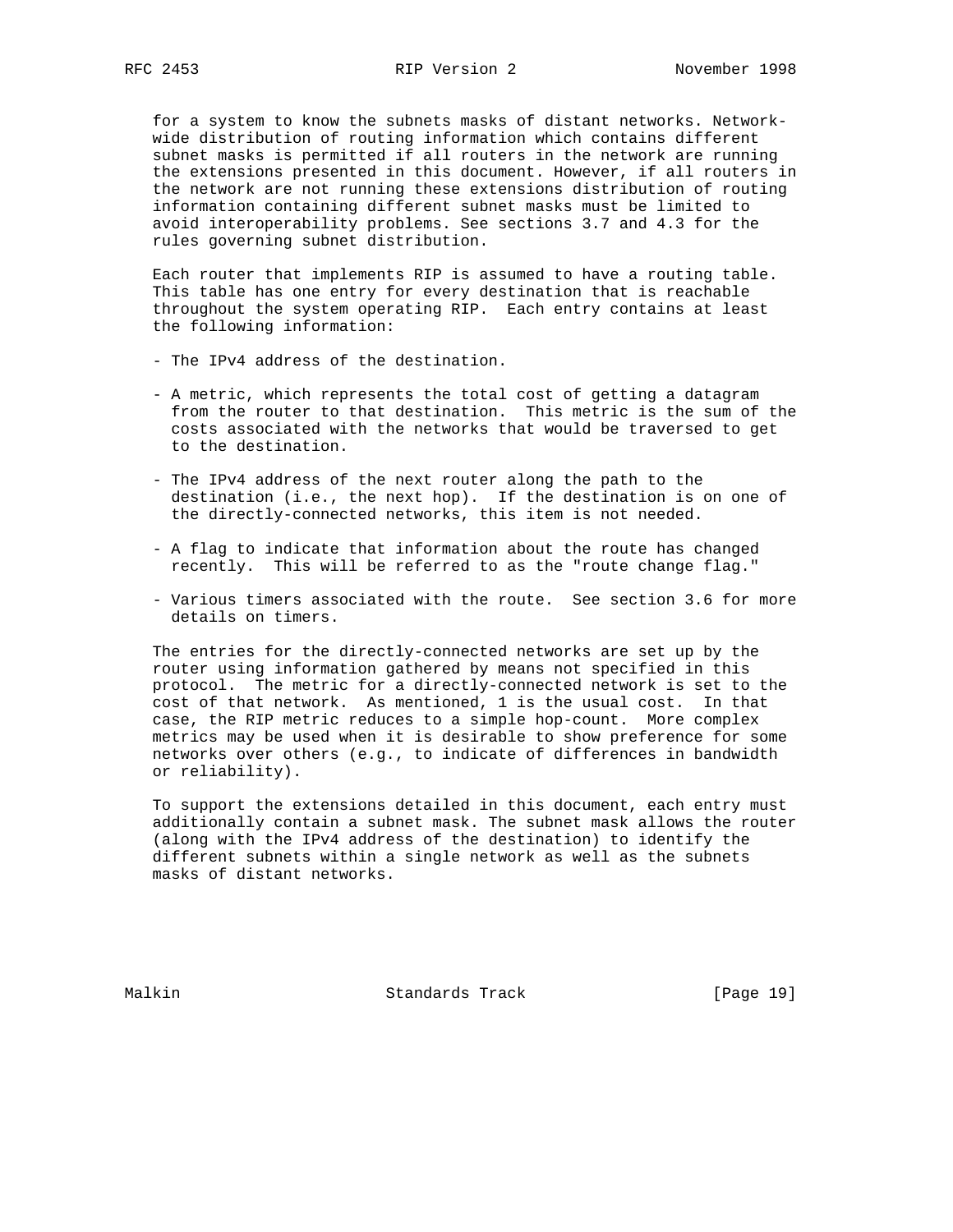for a system to know the subnets masks of distant networks. Network-wide distribution of routing information which contains different subnet masks is permitted if all routers in the network are running the extensions presented in this document. However, if all routers in the network are not running these extensions distribution of routing information containing different subnet masks must be limited to avoid interoperability problems. See sections 3.7 and 4.3 for the rules governing subnet distribution.

Each router that implements RIP is assumed to have a routing table. This table has one entry for every destination that is reachable throughout the system operating RIP. Each entry contains at least the following information:

- The IPv4 address of the destination.

- A metric, which represents the total cost of getting a datagram from the router to that destination. This metric is the sum of the costs associated with the networks that would be traversed to get to the destination.

- The IPv4 address of the next router along the path to the destination (i.e., the next hop). If the destination is on one of the directly-connected networks, this item is not needed.

- A flag to indicate that information about the route has changed recently. This will be referred to as the "route change flag."

- Various timers associated with the route. See section 3.6 for more details on timers.

The entries for the directly-connected networks are set up by the router using information gathered by means not specified in this protocol. The metric for a directly-connected network is set to the cost of that network. As mentioned, 1 is the usual cost. In that case, the RIP metric reduces to a simple hop-count. More complex metrics may be used when it is desirable to show preference for some networks over others (e.g., to indicate of differences in bandwidth or reliability).

To support the extensions detailed in this document, each entry must additionally contain a subnet mask. The subnet mask allows the router (along with the IPv4 address of the destination) to identify the different subnets within a single network as well as the subnets masks of distant networks.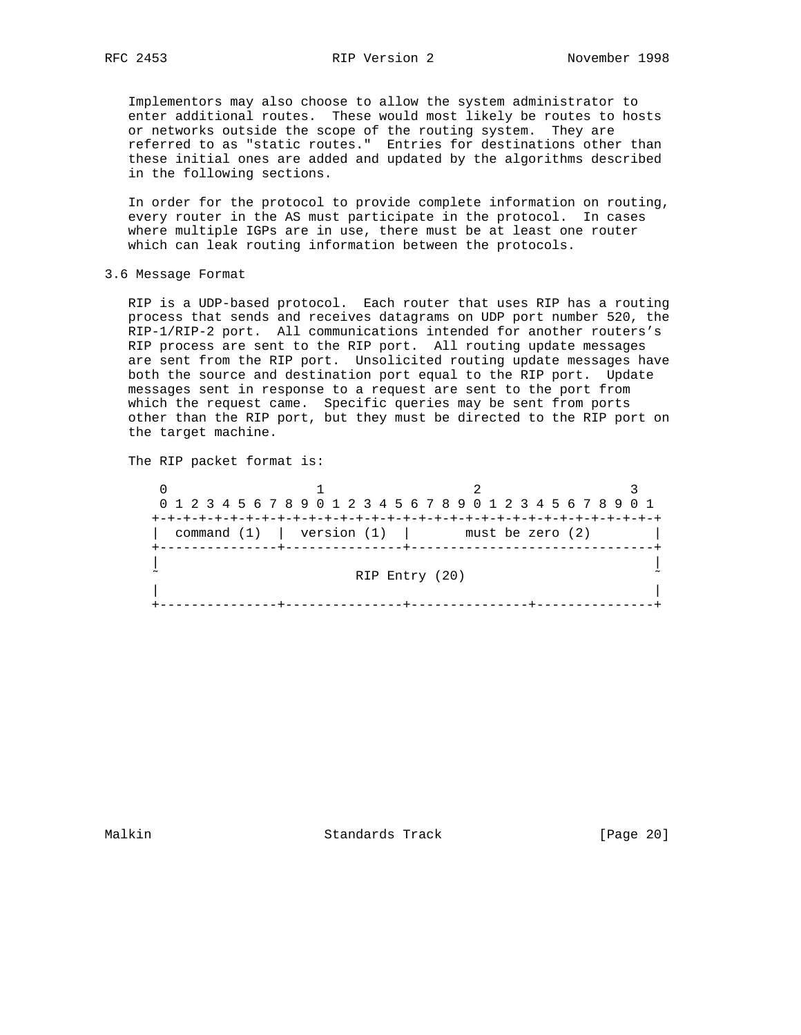Implementors may also choose to allow the system administrator to enter additional routes. These would most likely be routes to hosts or networks outside the scope of the routing system. They are referred to as "static routes." Entries for destinations other than these initial ones are added and updated by the algorithms described in the following sections.

In order for the protocol to provide complete information on routing, every router in the AS must participate in the protocol. In cases where multiple IGPs are in use, there must be at least one router which can leak routing information between the protocols.

### 3.6 Message Format

RIP is a UDP-based protocol. Each router that uses RIP has a routing process that sends and receives datagrams on UDP port number 520, the RIP-1/RIP-2 port. All communications intended for another routers's RIP process are sent to the RIP port. All routing update messages are sent from the RIP port. Unsolicited routing update messages have both the source and destination port equal to the RIP port. Update messages sent in response to a request are sent to the port from which the request came. Specific queries may be sent from ports other than the RIP port, but they must be directed to the RIP port on the target machine.

The RIP packet format is:

```
 0                   1                   2                   3
 0 1 2 3 4 5 6 7 8 9 0 1 2 3 4 5 6 7 8 9 0 1 2 3 4 5 6 7 8 9 0 1
+-+-+-+-+-+-+-+-+-+-+-+-+-+-+-+-+-+-+-+-+-+-+-+-+-+-+-+-+-+-+-+-+
|  command (1)  |  version (1)  |       must be zero (2)        |
+---------------+---------------+-------------------------------+
|                                                               |
~                         RIP Entry (20)                        ~
|                                                               |
+---------------+---------------+---------------+---------------+
```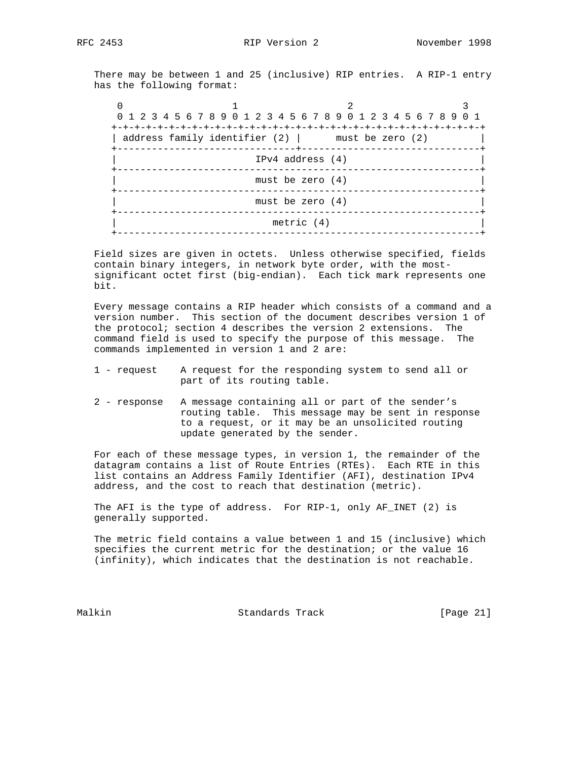There may be between 1 and 25 (inclusive) RIP entries. A RIP-1 entry has the following format:

```
 0                   1                   2                   3
 0 1 2 3 4 5 6 7 8 9 0 1 2 3 4 5 6 7 8 9 0 1 2 3 4 5 6 7 8 9 0 1
+-+-+-+-+-+-+-+-+-+-+-+-+-+-+-+-+-+-+-+-+-+-+-+-+-+-+-+-+-+-+-+-+
| address family identifier (2) |      must be zero (2)         |
+-------------------------------+-------------------------------+
|                         IPv4 address (4)                      |
+---------------------------------------------------------------+
|                         must be zero (4)                      |
+---------------------------------------------------------------+
|                         must be zero (4)                      |
+---------------------------------------------------------------+
|                             metric (4)                        |
+---------------------------------------------------------------+
```

Field sizes are given in octets. Unless otherwise specified, fields contain binary integers, in network byte order, with the most-significant octet first (big-endian). Each tick mark represents one bit.

Every message contains a RIP header which consists of a command and a version number. This section of the document describes version 1 of the protocol; section 4 describes the version 2 extensions. The command field is used to specify the purpose of this message. The commands implemented in version 1 and 2 are:

1 - request    A request for the responding system to send all or part of its routing table.

2 - response   A message containing all or part of the sender's routing table. This message may be sent in response to a request, or it may be an unsolicited routing update generated by the sender.

For each of these message types, in version 1, the remainder of the datagram contains a list of Route Entries (RTEs). Each RTE in this list contains an Address Family Identifier (AFI), destination IPv4 address, and the cost to reach that destination (metric).

The AFI is the type of address. For RIP-1, only AF_INET (2) is generally supported.

The metric field contains a value between 1 and 15 (inclusive) which specifies the current metric for the destination; or the value 16 (infinity), which indicates that the destination is not reachable.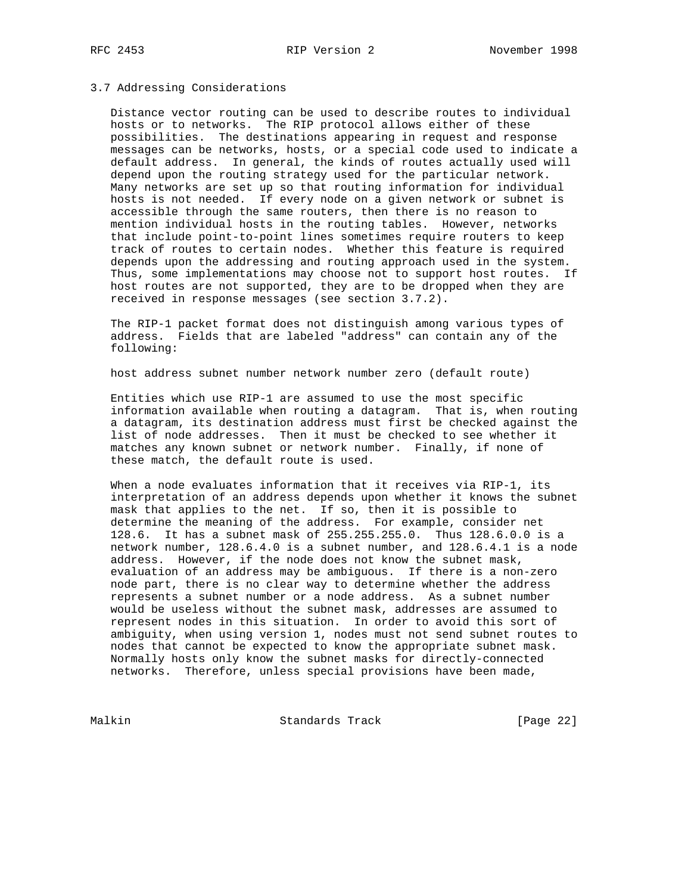### 3.7 Addressing Considerations

Distance vector routing can be used to describe routes to individual hosts or to networks. The RIP protocol allows either of these possibilities. The destinations appearing in request and response messages can be networks, hosts, or a special code used to indicate a default address. In general, the kinds of routes actually used will depend upon the routing strategy used for the particular network. Many networks are set up so that routing information for individual hosts is not needed. If every node on a given network or subnet is accessible through the same routers, then there is no reason to mention individual hosts in the routing tables. However, networks that include point-to-point lines sometimes require routers to keep track of routes to certain nodes. Whether this feature is required depends upon the addressing and routing approach used in the system. Thus, some implementations may choose not to support host routes. If host routes are not supported, they are to be dropped when they are received in response messages (see section 3.7.2).

The RIP-1 packet format does not distinguish among various types of address. Fields that are labeled "address" can contain any of the following:

host address subnet number network number zero (default route)

Entities which use RIP-1 are assumed to use the most specific information available when routing a datagram. That is, when routing a datagram, its destination address must first be checked against the list of node addresses. Then it must be checked to see whether it matches any known subnet or network number. Finally, if none of these match, the default route is used.

When a node evaluates information that it receives via RIP-1, its interpretation of an address depends upon whether it knows the subnet mask that applies to the net. If so, then it is possible to determine the meaning of the address. For example, consider net 128.6. It has a subnet mask of 255.255.255.0. Thus 128.6.0.0 is a network number, 128.6.4.0 is a subnet number, and 128.6.4.1 is a node address. However, if the node does not know the subnet mask, evaluation of an address may be ambiguous. If there is a non-zero node part, there is no clear way to determine whether the address represents a subnet number or a node address. As a subnet number would be useless without the subnet mask, addresses are assumed to represent nodes in this situation. In order to avoid this sort of ambiguity, when using version 1, nodes must not send subnet routes to nodes that cannot be expected to know the appropriate subnet mask. Normally hosts only know the subnet masks for directly-connected networks. Therefore, unless special provisions have been made,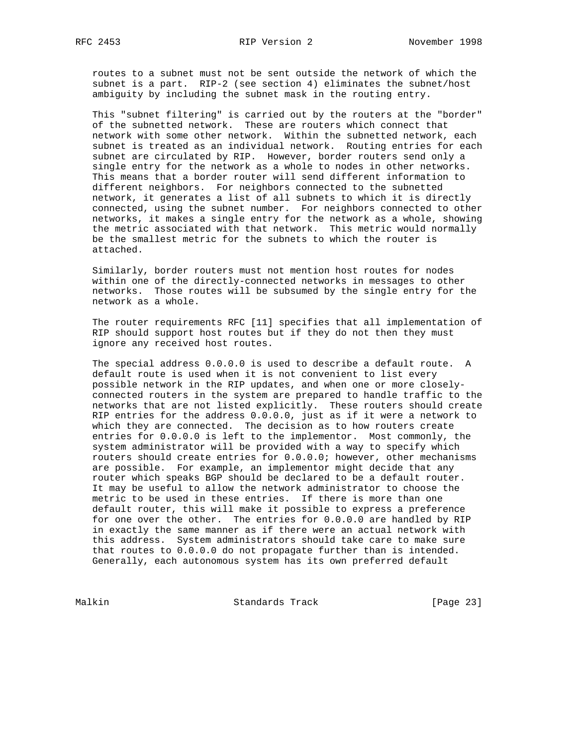routes to a subnet must not be sent outside the network of which the subnet is a part. RIP-2 (see section 4) eliminates the subnet/host ambiguity by including the subnet mask in the routing entry.

This "subnet filtering" is carried out by the routers at the "border" of the subnetted network. These are routers which connect that network with some other network. Within the subnetted network, each subnet is treated as an individual network. Routing entries for each subnet are circulated by RIP. However, border routers send only a single entry for the network as a whole to nodes in other networks. This means that a border router will send different information to different neighbors. For neighbors connected to the subnetted network, it generates a list of all subnets to which it is directly connected, using the subnet number. For neighbors connected to other networks, it makes a single entry for the network as a whole, showing the metric associated with that network. This metric would normally be the smallest metric for the subnets to which the router is attached.

Similarly, border routers must not mention host routes for nodes within one of the directly-connected networks in messages to other networks. Those routes will be subsumed by the single entry for the network as a whole.

The router requirements RFC [11] specifies that all implementation of RIP should support host routes but if they do not then they must ignore any received host routes.

The special address 0.0.0.0 is used to describe a default route. A default route is used when it is not convenient to list every possible network in the RIP updates, and when one or more closely-connected routers in the system are prepared to handle traffic to the networks that are not listed explicitly. These routers should create RIP entries for the address 0.0.0.0, just as if it were a network to which they are connected. The decision as to how routers create entries for 0.0.0.0 is left to the implementor. Most commonly, the system administrator will be provided with a way to specify which routers should create entries for 0.0.0.0; however, other mechanisms are possible. For example, an implementor might decide that any router which speaks BGP should be declared to be a default router. It may be useful to allow the network administrator to choose the metric to be used in these entries. If there is more than one default router, this will make it possible to express a preference for one over the other. The entries for 0.0.0.0 are handled by RIP in exactly the same manner as if there were an actual network with this address. System administrators should take care to make sure that routes to 0.0.0.0 do not propagate further than is intended. Generally, each autonomous system has its own preferred default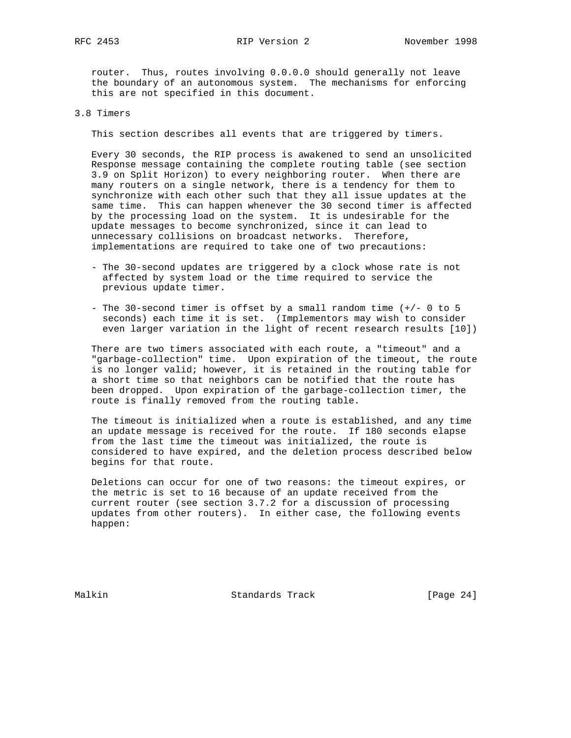router. Thus, routes involving 0.0.0.0 should generally not leave the boundary of an autonomous system. The mechanisms for enforcing this are not specified in this document.

### 3.8 Timers

This section describes all events that are triggered by timers.

Every 30 seconds, the RIP process is awakened to send an unsolicited Response message containing the complete routing table (see section 3.9 on Split Horizon) to every neighboring router. When there are many routers on a single network, there is a tendency for them to synchronize with each other such that they all issue updates at the same time. This can happen whenever the 30 second timer is affected by the processing load on the system. It is undesirable for the update messages to become synchronized, since it can lead to unnecessary collisions on broadcast networks. Therefore, implementations are required to take one of two precautions:

- The 30-second updates are triggered by a clock whose rate is not affected by system load or the time required to service the previous update timer.

- The 30-second timer is offset by a small random time (+/- 0 to 5 seconds) each time it is set. (Implementors may wish to consider even larger variation in the light of recent research results [10])

There are two timers associated with each route, a "timeout" and a "garbage-collection" time. Upon expiration of the timeout, the route is no longer valid; however, it is retained in the routing table for a short time so that neighbors can be notified that the route has been dropped. Upon expiration of the garbage-collection timer, the route is finally removed from the routing table.

The timeout is initialized when a route is established, and any time an update message is received for the route. If 180 seconds elapse from the last time the timeout was initialized, the route is considered to have expired, and the deletion process described below begins for that route.

Deletions can occur for one of two reasons: the timeout expires, or the metric is set to 16 because of an update received from the current router (see section 3.7.2 for a discussion of processing updates from other routers). In either case, the following events happen: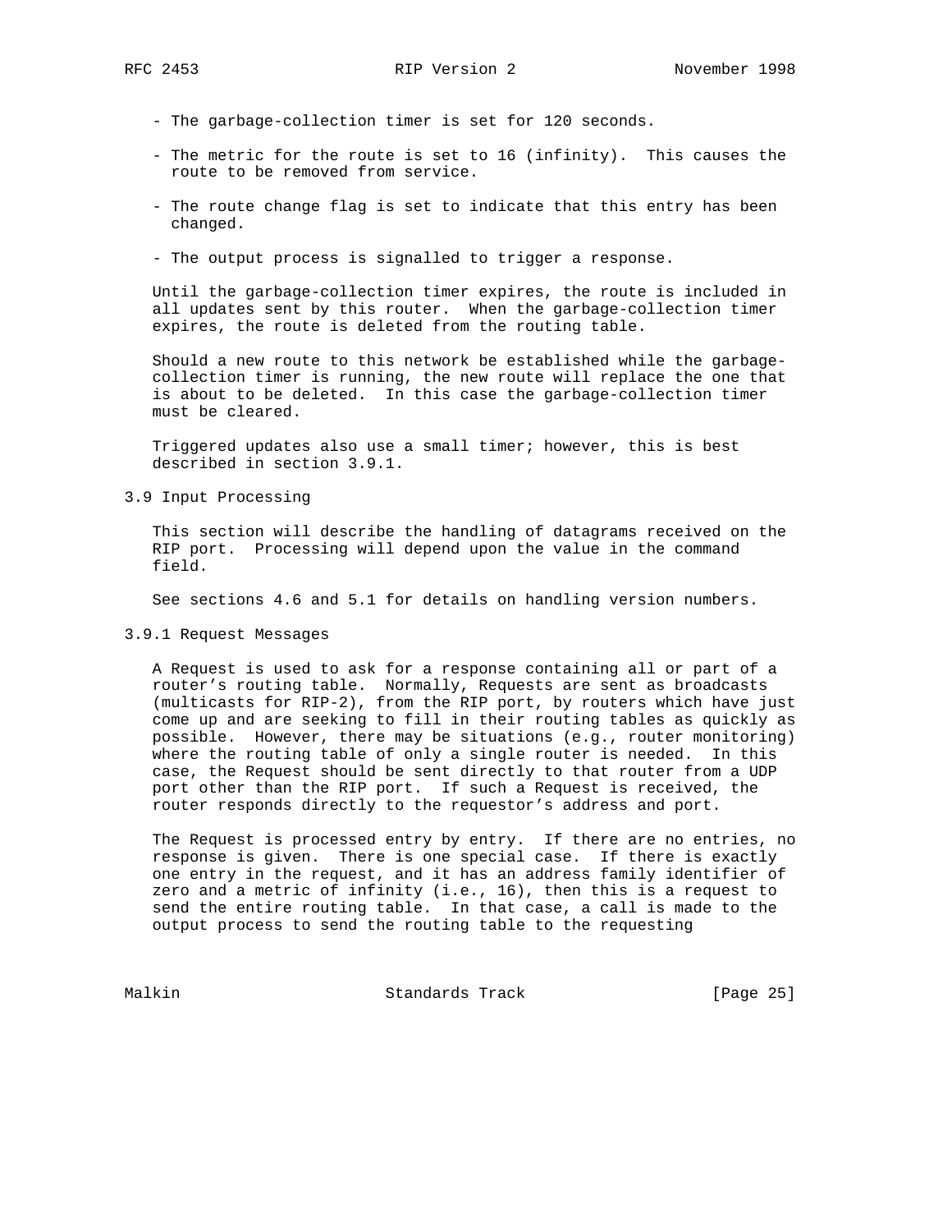- The garbage-collection timer is set for 120 seconds.

- The metric for the route is set to 16 (infinity). This causes the route to be removed from service.

- The route change flag is set to indicate that this entry has been changed.

- The output process is signalled to trigger a response.

Until the garbage-collection timer expires, the route is included in all updates sent by this router. When the garbage-collection timer expires, the route is deleted from the routing table.

Should a new route to this network be established while the garbage-collection timer is running, the new route will replace the one that is about to be deleted. In this case the garbage-collection timer must be cleared.

Triggered updates also use a small timer; however, this is best described in section 3.9.1.

## 3.9 Input Processing

This section will describe the handling of datagrams received on the RIP port. Processing will depend upon the value in the command field.

See sections 4.6 and 5.1 for details on handling version numbers.

### 3.9.1 Request Messages

A Request is used to ask for a response containing all or part of a router's routing table. Normally, Requests are sent as broadcasts (multicasts for RIP-2), from the RIP port, by routers which have just come up and are seeking to fill in their routing tables as quickly as possible. However, there may be situations (e.g., router monitoring) where the routing table of only a single router is needed. In this case, the Request should be sent directly to that router from a UDP port other than the RIP port. If such a Request is received, the router responds directly to the requestor's address and port.

The Request is processed entry by entry. If there are no entries, no response is given. There is one special case. If there is exactly one entry in the request, and it has an address family identifier of zero and a metric of infinity (i.e., 16), then this is a request to send the entire routing table. In that case, a call is made to the output process to send the routing table to the requesting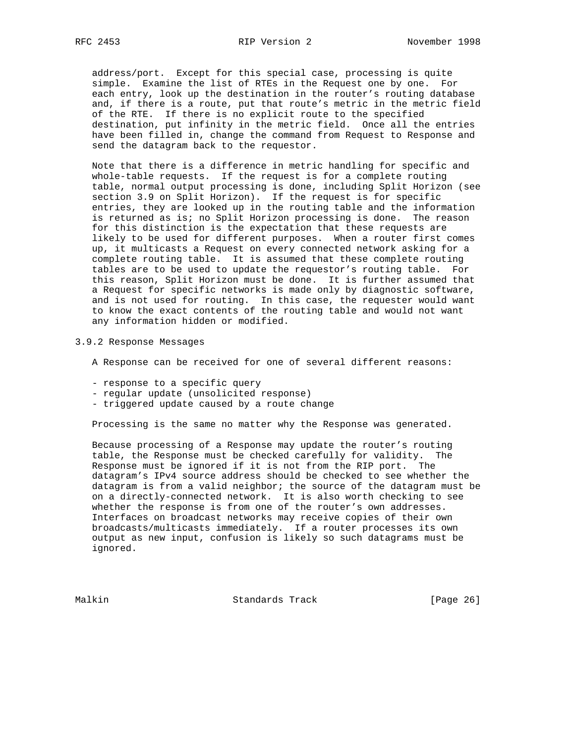address/port. Except for this special case, processing is quite simple. Examine the list of RTEs in the Request one by one. For each entry, look up the destination in the router's routing database and, if there is a route, put that route's metric in the metric field of the RTE. If there is no explicit route to the specified destination, put infinity in the metric field. Once all the entries have been filled in, change the command from Request to Response and send the datagram back to the requestor.

Note that there is a difference in metric handling for specific and whole-table requests. If the request is for a complete routing table, normal output processing is done, including Split Horizon (see section 3.9 on Split Horizon). If the request is for specific entries, they are looked up in the routing table and the information is returned as is; no Split Horizon processing is done. The reason for this distinction is the expectation that these requests are likely to be used for different purposes. When a router first comes up, it multicasts a Request on every connected network asking for a complete routing table. It is assumed that these complete routing tables are to be used to update the requestor's routing table. For this reason, Split Horizon must be done. It is further assumed that a Request for specific networks is made only by diagnostic software, and is not used for routing. In this case, the requester would want to know the exact contents of the routing table and would not want any information hidden or modified.

### 3.9.2 Response Messages

A Response can be received for one of several different reasons:

- response to a specific query
- regular update (unsolicited response)
- triggered update caused by a route change

Processing is the same no matter why the Response was generated.

Because processing of a Response may update the router's routing table, the Response must be checked carefully for validity. The Response must be ignored if it is not from the RIP port. The datagram's IPv4 source address should be checked to see whether the datagram is from a valid neighbor; the source of the datagram must be on a directly-connected network. It is also worth checking to see whether the response is from one of the router's own addresses. Interfaces on broadcast networks may receive copies of their own broadcasts/multicasts immediately. If a router processes its own output as new input, confusion is likely so such datagrams must be ignored.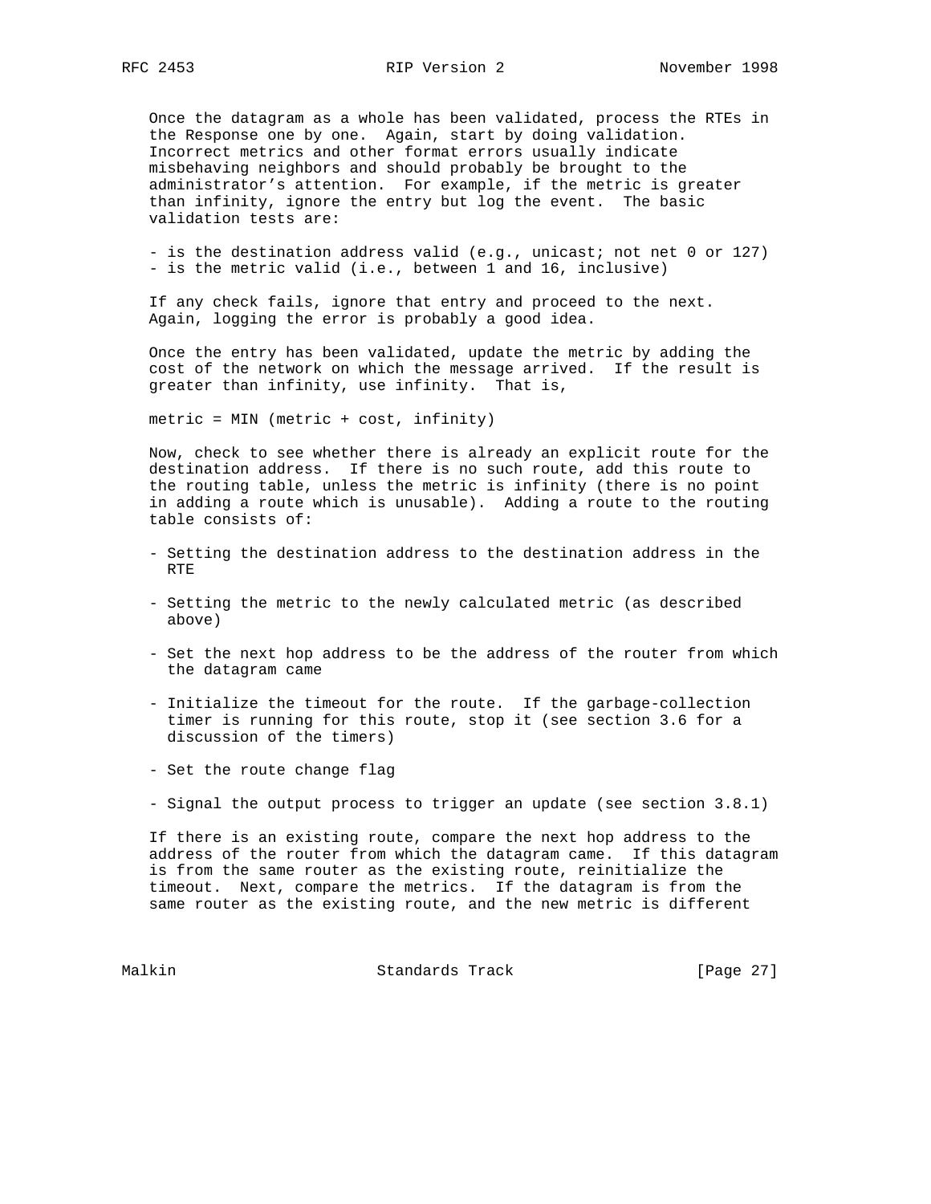Once the datagram as a whole has been validated, process the RTEs in the Response one by one. Again, start by doing validation. Incorrect metrics and other format errors usually indicate misbehaving neighbors and should probably be brought to the administrator's attention. For example, if the metric is greater than infinity, ignore the entry but log the event. The basic validation tests are:

- is the destination address valid (e.g., unicast; not net 0 or 127)
- is the metric valid (i.e., between 1 and 16, inclusive)

If any check fails, ignore that entry and proceed to the next. Again, logging the error is probably a good idea.

Once the entry has been validated, update the metric by adding the cost of the network on which the message arrived. If the result is greater than infinity, use infinity. That is,

```
metric = MIN (metric + cost, infinity)
```

Now, check to see whether there is already an explicit route for the destination address. If there is no such route, add this route to the routing table, unless the metric is infinity (there is no point in adding a route which is unusable). Adding a route to the routing table consists of:

- Setting the destination address to the destination address in the RTE

- Setting the metric to the newly calculated metric (as described above)

- Set the next hop address to be the address of the router from which the datagram came

- Initialize the timeout for the route. If the garbage-collection timer is running for this route, stop it (see section 3.6 for a discussion of the timers)

- Set the route change flag

- Signal the output process to trigger an update (see section 3.8.1)

If there is an existing route, compare the next hop address to the address of the router from which the datagram came. If this datagram is from the same router as the existing route, reinitialize the timeout. Next, compare the metrics. If the datagram is from the same router as the existing route, and the new metric is different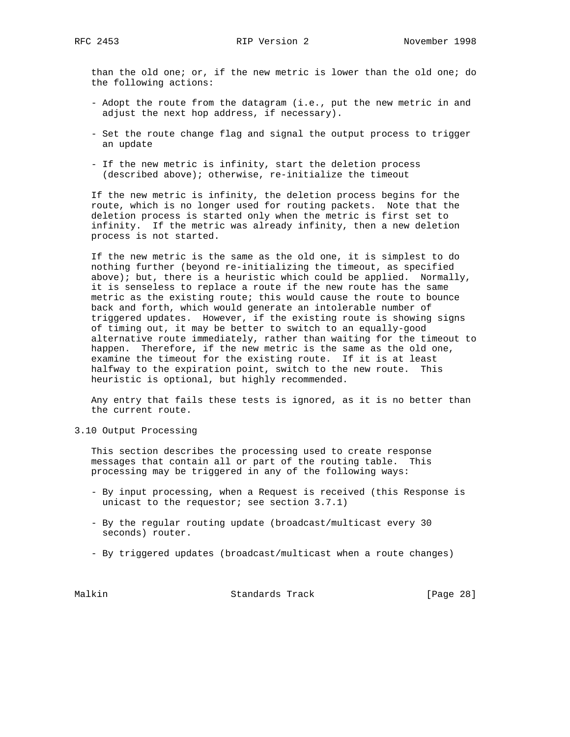than the old one; or, if the new metric is lower than the old one; do the following actions:

- Adopt the route from the datagram (i.e., put the new metric in and adjust the next hop address, if necessary).

- Set the route change flag and signal the output process to trigger an update

- If the new metric is infinity, start the deletion process (described above); otherwise, re-initialize the timeout

If the new metric is infinity, the deletion process begins for the route, which is no longer used for routing packets. Note that the deletion process is started only when the metric is first set to infinity. If the metric was already infinity, then a new deletion process is not started.

If the new metric is the same as the old one, it is simplest to do nothing further (beyond re-initializing the timeout, as specified above); but, there is a heuristic which could be applied. Normally, it is senseless to replace a route if the new route has the same metric as the existing route; this would cause the route to bounce back and forth, which would generate an intolerable number of triggered updates. However, if the existing route is showing signs of timing out, it may be better to switch to an equally-good alternative route immediately, rather than waiting for the timeout to happen. Therefore, if the new metric is the same as the old one, examine the timeout for the existing route. If it is at least halfway to the expiration point, switch to the new route. This heuristic is optional, but highly recommended.

Any entry that fails these tests is ignored, as it is no better than the current route.

## 3.10 Output Processing

This section describes the processing used to create response messages that contain all or part of the routing table. This processing may be triggered in any of the following ways:

- By input processing, when a Request is received (this Response is unicast to the requestor; see section 3.7.1)

- By the regular routing update (broadcast/multicast every 30 seconds) router.

- By triggered updates (broadcast/multicast when a route changes)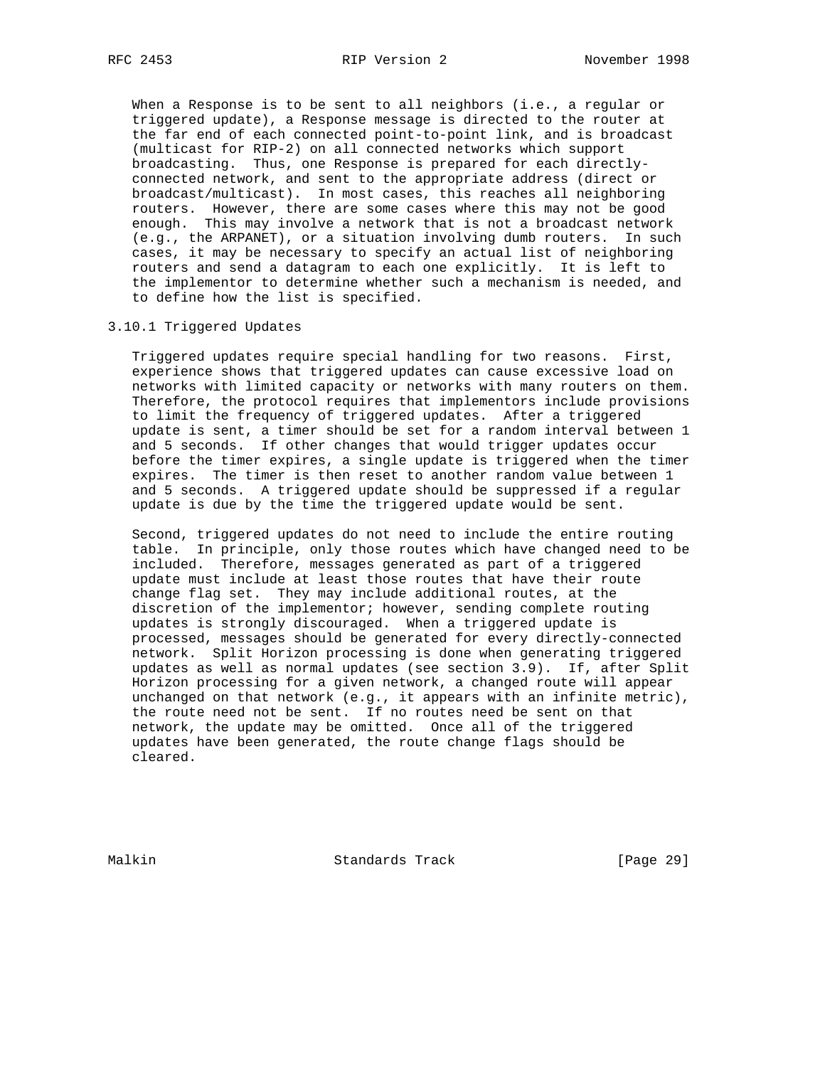When a Response is to be sent to all neighbors (i.e., a regular or triggered update), a Response message is directed to the router at the far end of each connected point-to-point link, and is broadcast (multicast for RIP-2) on all connected networks which support broadcasting. Thus, one Response is prepared for each directly-connected network, and sent to the appropriate address (direct or broadcast/multicast). In most cases, this reaches all neighboring routers. However, there are some cases where this may not be good enough. This may involve a network that is not a broadcast network (e.g., the ARPANET), or a situation involving dumb routers. In such cases, it may be necessary to specify an actual list of neighboring routers and send a datagram to each one explicitly. It is left to the implementor to determine whether such a mechanism is needed, and to define how the list is specified.

### 3.10.1 Triggered Updates

Triggered updates require special handling for two reasons. First, experience shows that triggered updates can cause excessive load on networks with limited capacity or networks with many routers on them. Therefore, the protocol requires that implementors include provisions to limit the frequency of triggered updates. After a triggered update is sent, a timer should be set for a random interval between 1 and 5 seconds. If other changes that would trigger updates occur before the timer expires, a single update is triggered when the timer expires. The timer is then reset to another random value between 1 and 5 seconds. A triggered update should be suppressed if a regular update is due by the time the triggered update would be sent.

Second, triggered updates do not need to include the entire routing table. In principle, only those routes which have changed need to be included. Therefore, messages generated as part of a triggered update must include at least those routes that have their route change flag set. They may include additional routes, at the discretion of the implementor; however, sending complete routing updates is strongly discouraged. When a triggered update is processed, messages should be generated for every directly-connected network. Split Horizon processing is done when generating triggered updates as well as normal updates (see section 3.9). If, after Split Horizon processing for a given network, a changed route will appear unchanged on that network (e.g., it appears with an infinite metric), the route need not be sent. If no routes need be sent on that network, the update may be omitted. Once all of the triggered updates have been generated, the route change flags should be cleared.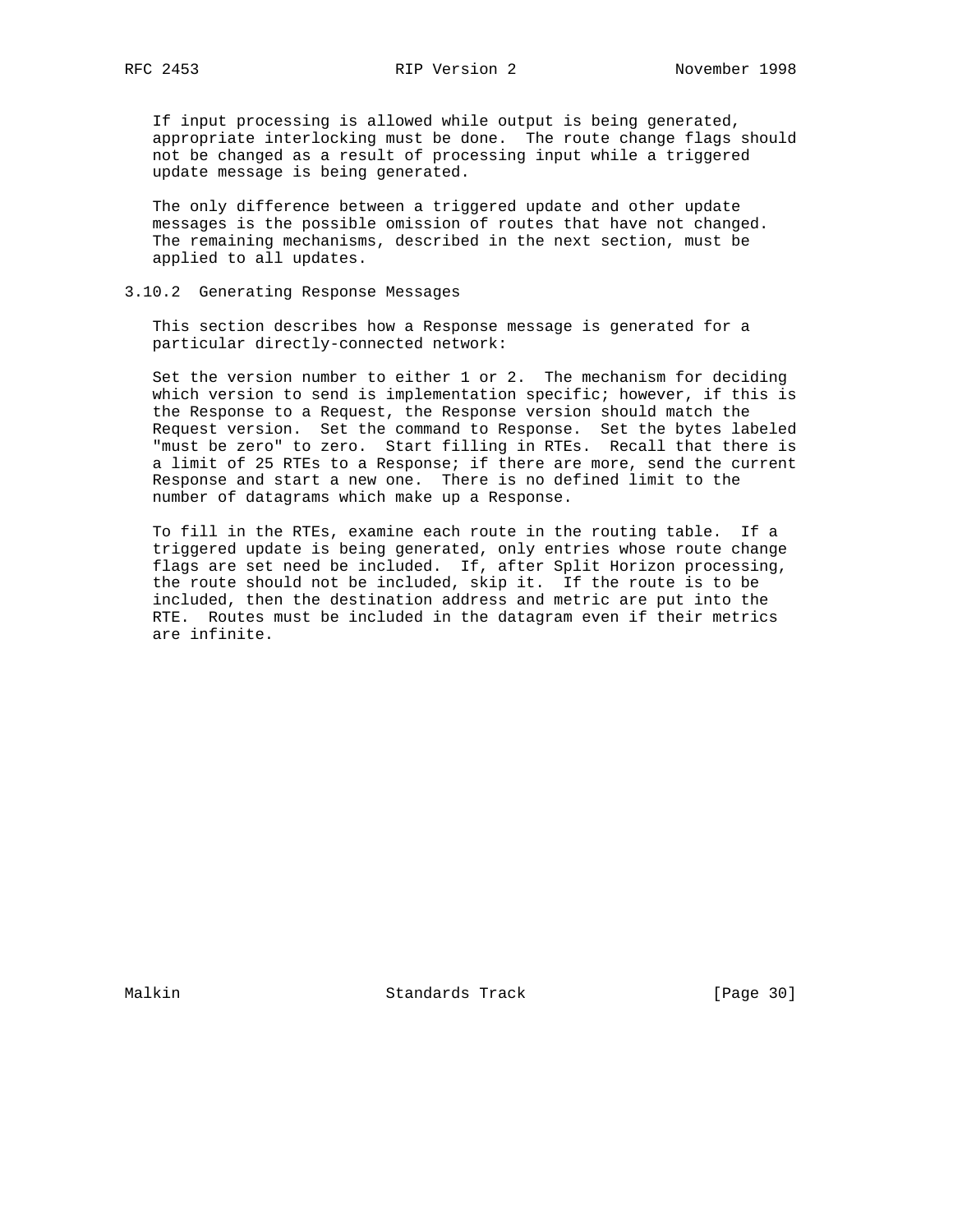If input processing is allowed while output is being generated, appropriate interlocking must be done. The route change flags should not be changed as a result of processing input while a triggered update message is being generated.

The only difference between a triggered update and other update messages is the possible omission of routes that have not changed. The remaining mechanisms, described in the next section, must be applied to all updates.

### 3.10.2 Generating Response Messages

This section describes how a Response message is generated for a particular directly-connected network:

Set the version number to either 1 or 2. The mechanism for deciding which version to send is implementation specific; however, if this is the Response to a Request, the Response version should match the Request version. Set the command to Response. Set the bytes labeled "must be zero" to zero. Start filling in RTEs. Recall that there is a limit of 25 RTEs to a Response; if there are more, send the current Response and start a new one. There is no defined limit to the number of datagrams which make up a Response.

To fill in the RTEs, examine each route in the routing table. If a triggered update is being generated, only entries whose route change flags are set need be included. If, after Split Horizon processing, the route should not be included, skip it. If the route is to be included, then the destination address and metric are put into the RTE. Routes must be included in the datagram even if their metrics are infinite.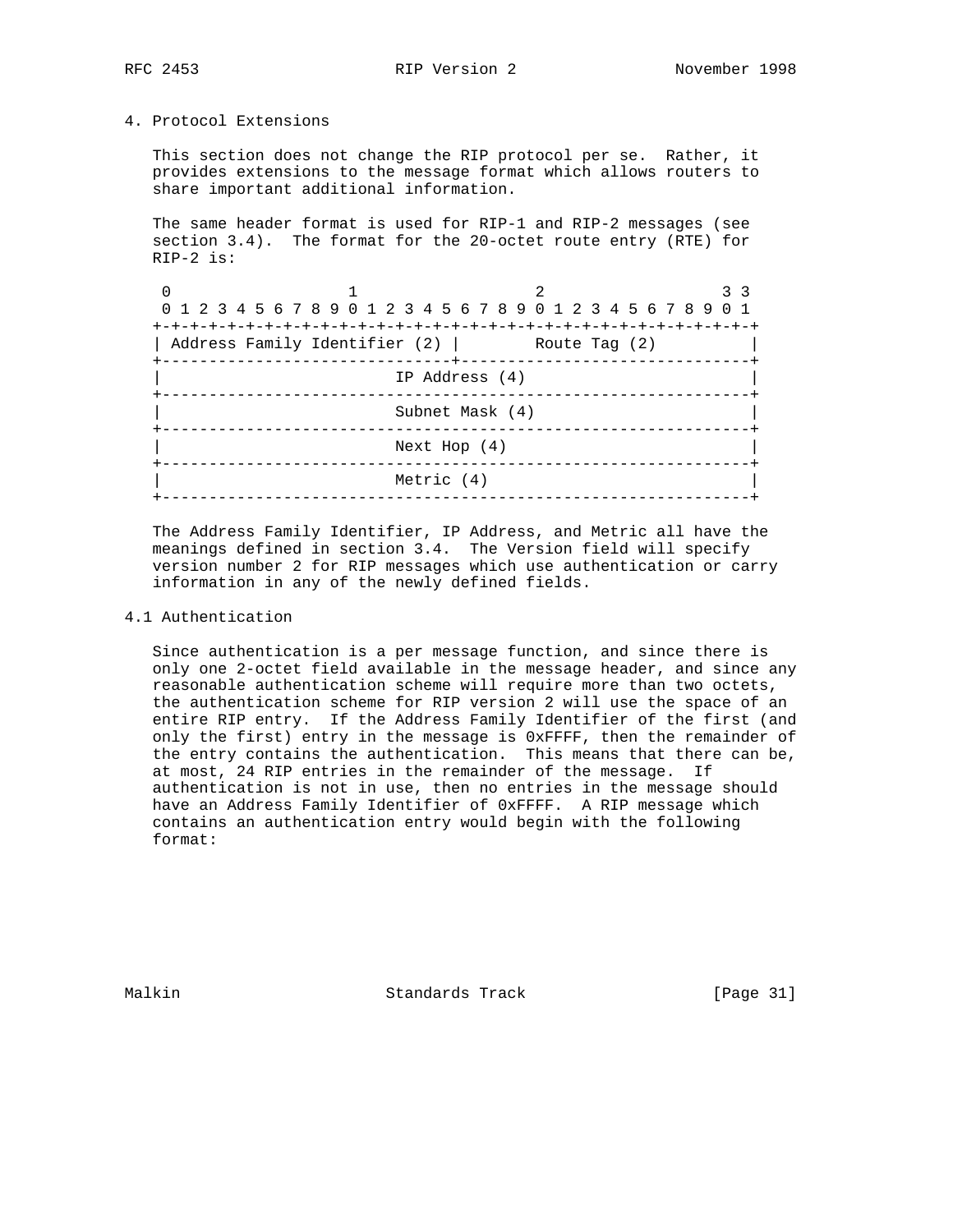## 4. Protocol Extensions

This section does not change the RIP protocol per se. Rather, it provides extensions to the message format which allows routers to share important additional information.

The same header format is used for RIP-1 and RIP-2 messages (see section 3.4). The format for the 20-octet route entry (RTE) for RIP-2 is:

```
 0                   1                   2                   3 3
 0 1 2 3 4 5 6 7 8 9 0 1 2 3 4 5 6 7 8 9 0 1 2 3 4 5 6 7 8 9 0 1
+-+-+-+-+-+-+-+-+-+-+-+-+-+-+-+-+-+-+-+-+-+-+-+-+-+-+-+-+-+-+-+-+
| Address Family Identifier (2) |        Route Tag (2)          |
+-------------------------------+-------------------------------+
|                         IP Address (4)                        |
+---------------------------------------------------------------+
|                         Subnet Mask (4)                       |
+---------------------------------------------------------------+
|                         Next Hop (4)                          |
+---------------------------------------------------------------+
|                         Metric (4)                            |
+---------------------------------------------------------------+
```

The Address Family Identifier, IP Address, and Metric all have the meanings defined in section 3.4. The Version field will specify version number 2 for RIP messages which use authentication or carry information in any of the newly defined fields.

### 4.1 Authentication

Since authentication is a per message function, and since there is only one 2-octet field available in the message header, and since any reasonable authentication scheme will require more than two octets, the authentication scheme for RIP version 2 will use the space of an entire RIP entry. If the Address Family Identifier of the first (and only the first) entry in the message is 0xFFFF, then the remainder of the entry contains the authentication. This means that there can be, at most, 24 RIP entries in the remainder of the message. If authentication is not in use, then no entries in the message should have an Address Family Identifier of 0xFFFF. A RIP message which contains an authentication entry would begin with the following format: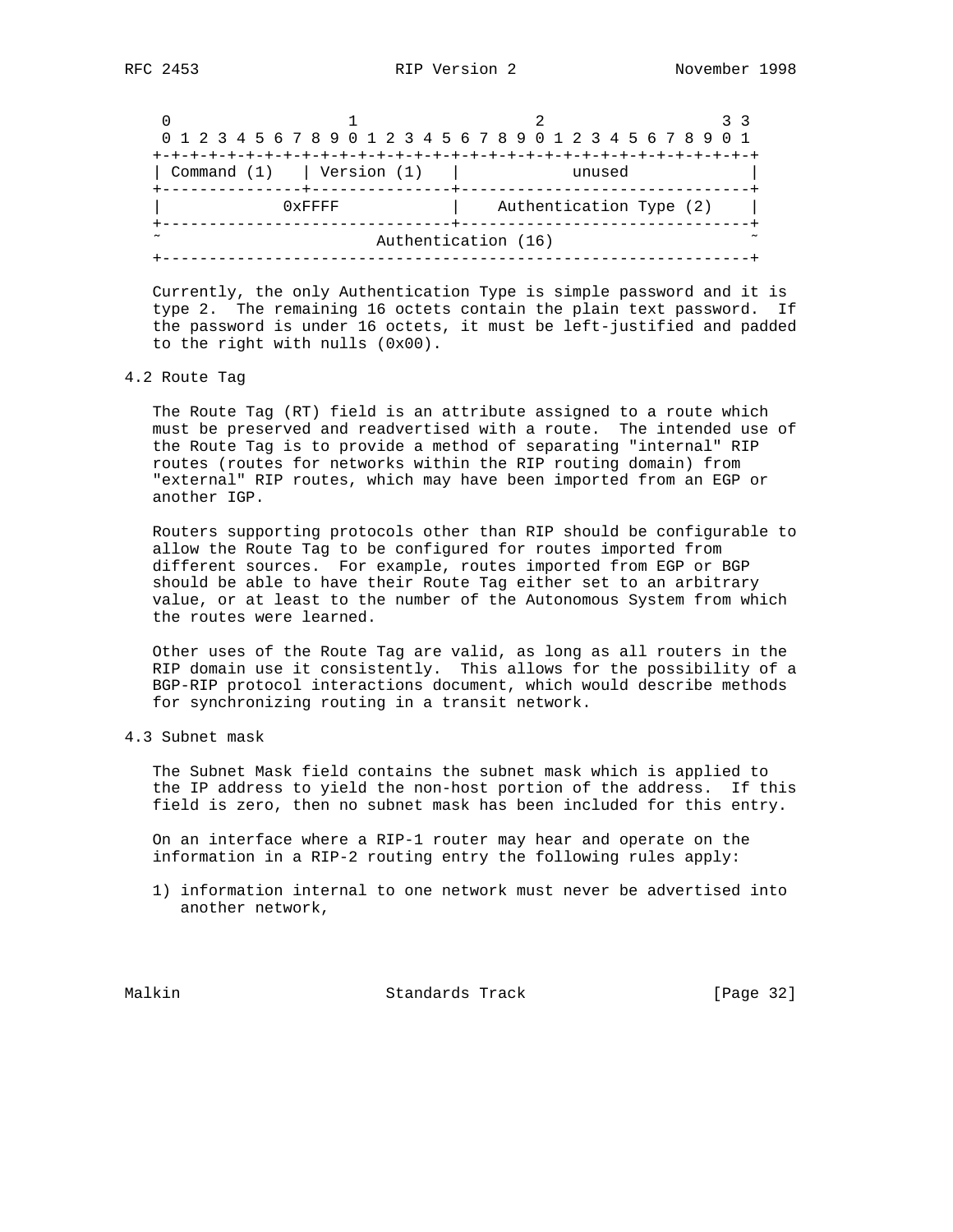```
    0                   1                   2                   3 3
    0 1 2 3 4 5 6 7 8 9 0 1 2 3 4 5 6 7 8 9 0 1 2 3 4 5 6 7 8 9 0 1
   +-+-+-+-+-+-+-+-+-+-+-+-+-+-+-+-+-+-+-+-+-+-+-+-+-+-+-+-+-+-+-+-+
   | Command (1)   | Version (1)   |            unused             |
   +---------------+---------------+-------------------------------+
   |             0xFFFF            |    Authentication Type (2)    |
   +-------------------------------+-------------------------------+
   ~                       Authentication (16)                     ~
   +---------------------------------------------------------------+
```

Currently, the only Authentication Type is simple password and it is type 2. The remaining 16 octets contain the plain text password. If the password is under 16 octets, it must be left-justified and padded to the right with nulls (0x00).

### 4.2 Route Tag

The Route Tag (RT) field is an attribute assigned to a route which must be preserved and readvertised with a route. The intended use of the Route Tag is to provide a method of separating "internal" RIP routes (routes for networks within the RIP routing domain) from "external" RIP routes, which may have been imported from an EGP or another IGP.

Routers supporting protocols other than RIP should be configurable to allow the Route Tag to be configured for routes imported from different sources. For example, routes imported from EGP or BGP should be able to have their Route Tag either set to an arbitrary value, or at least to the number of the Autonomous System from which the routes were learned.

Other uses of the Route Tag are valid, as long as all routers in the RIP domain use it consistently. This allows for the possibility of a BGP-RIP protocol interactions document, which would describe methods for synchronizing routing in a transit network.

### 4.3 Subnet mask

The Subnet Mask field contains the subnet mask which is applied to the IP address to yield the non-host portion of the address. If this field is zero, then no subnet mask has been included for this entry.

On an interface where a RIP-1 router may hear and operate on the information in a RIP-2 routing entry the following rules apply:

1) information internal to one network must never be advertised into another network,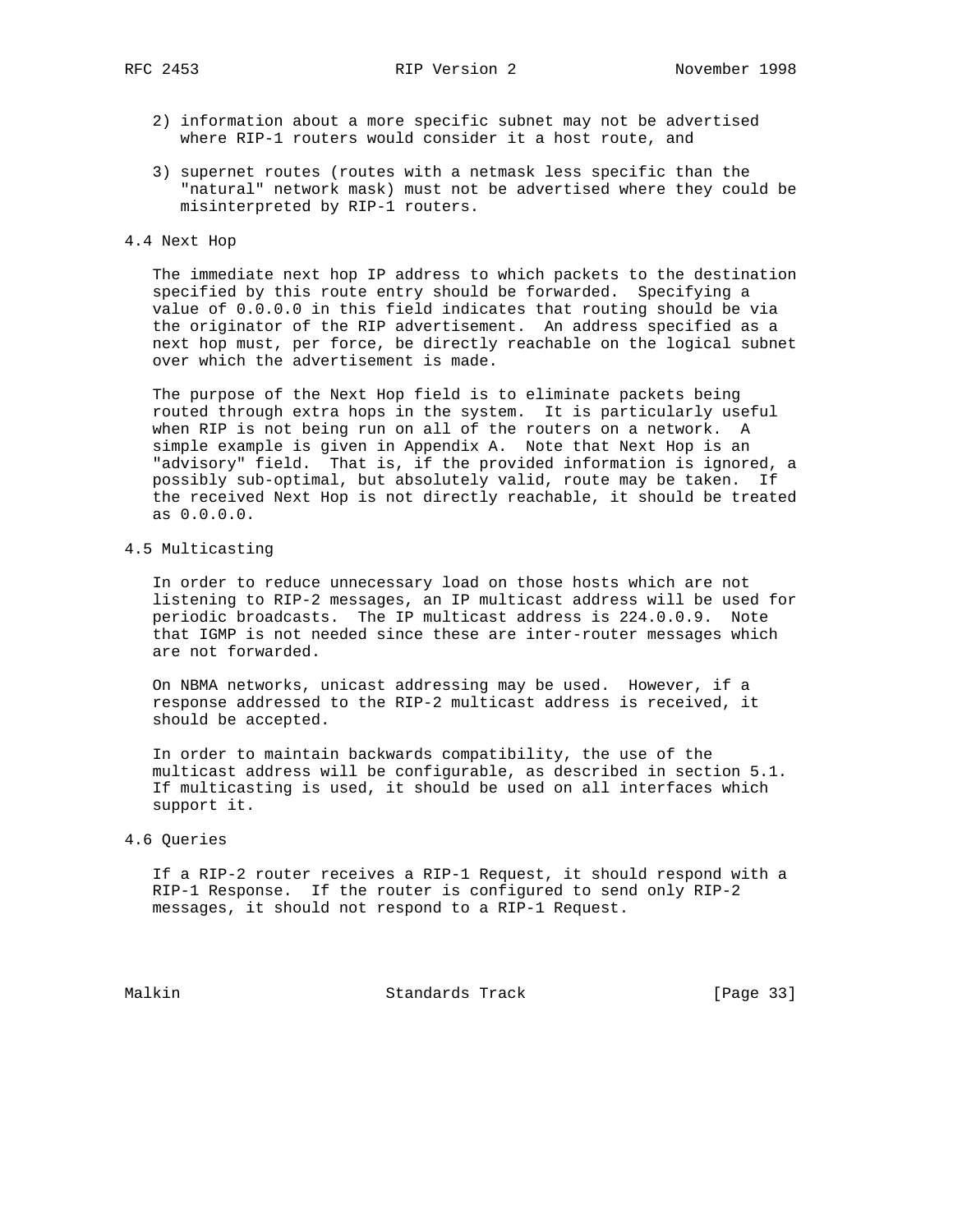2) information about a more specific subnet may not be advertised where RIP-1 routers would consider it a host route, and

3) supernet routes (routes with a netmask less specific than the "natural" network mask) must not be advertised where they could be misinterpreted by RIP-1 routers.

### 4.4 Next Hop

The immediate next hop IP address to which packets to the destination specified by this route entry should be forwarded. Specifying a value of 0.0.0.0 in this field indicates that routing should be via the originator of the RIP advertisement. An address specified as a next hop must, per force, be directly reachable on the logical subnet over which the advertisement is made.

The purpose of the Next Hop field is to eliminate packets being routed through extra hops in the system. It is particularly useful when RIP is not being run on all of the routers on a network. A simple example is given in Appendix A. Note that Next Hop is an "advisory" field. That is, if the provided information is ignored, a possibly sub-optimal, but absolutely valid, route may be taken. If the received Next Hop is not directly reachable, it should be treated as 0.0.0.0.

### 4.5 Multicasting

In order to reduce unnecessary load on those hosts which are not listening to RIP-2 messages, an IP multicast address will be used for periodic broadcasts. The IP multicast address is 224.0.0.9. Note that IGMP is not needed since these are inter-router messages which are not forwarded.

On NBMA networks, unicast addressing may be used. However, if a response addressed to the RIP-2 multicast address is received, it should be accepted.

In order to maintain backwards compatibility, the use of the multicast address will be configurable, as described in section 5.1. If multicasting is used, it should be used on all interfaces which support it.

### 4.6 Queries

If a RIP-2 router receives a RIP-1 Request, it should respond with a RIP-1 Response. If the router is configured to send only RIP-2 messages, it should not respond to a RIP-1 Request.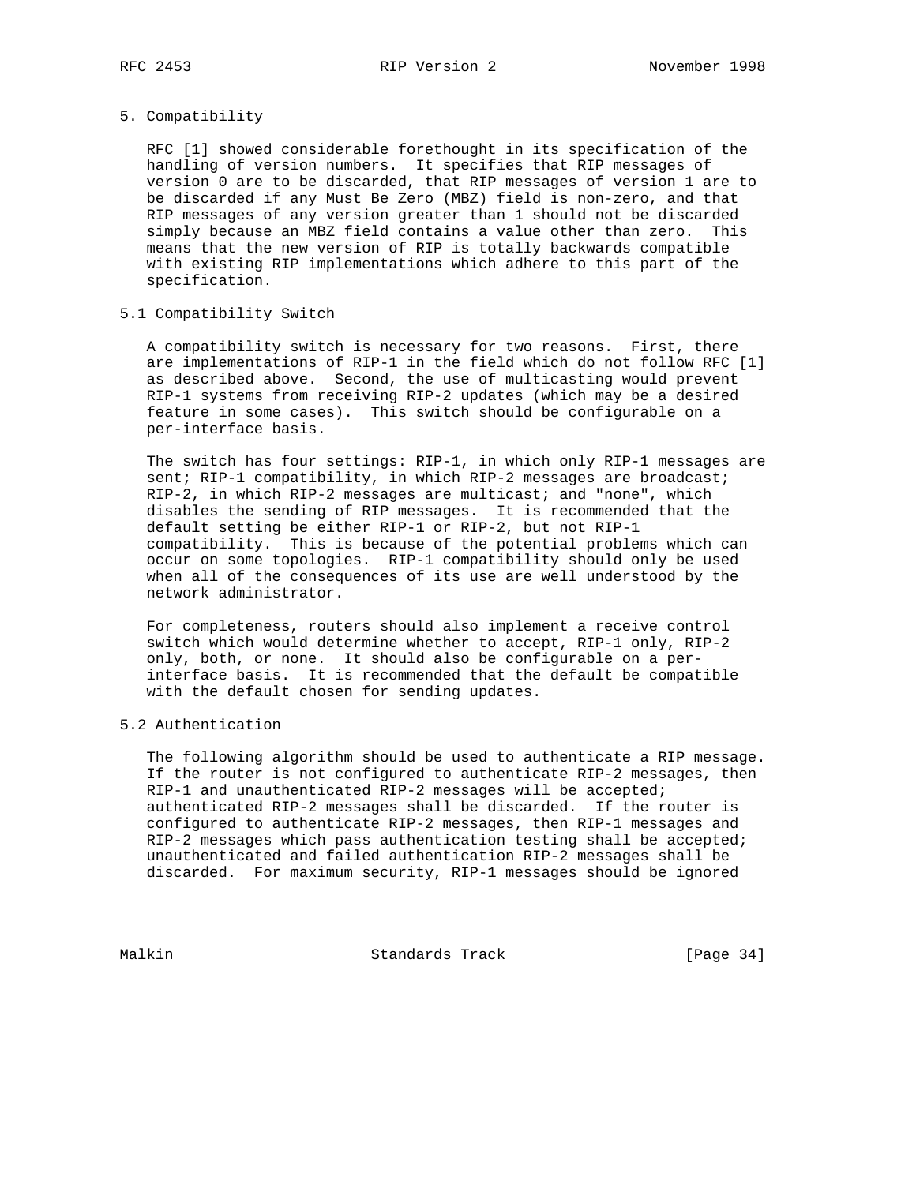## 5. Compatibility

RFC [1] showed considerable forethought in its specification of the handling of version numbers. It specifies that RIP messages of version 0 are to be discarded, that RIP messages of version 1 are to be discarded if any Must Be Zero (MBZ) field is non-zero, and that RIP messages of any version greater than 1 should not be discarded simply because an MBZ field contains a value other than zero. This means that the new version of RIP is totally backwards compatible with existing RIP implementations which adhere to this part of the specification.

### 5.1 Compatibility Switch

A compatibility switch is necessary for two reasons. First, there are implementations of RIP-1 in the field which do not follow RFC [1] as described above. Second, the use of multicasting would prevent RIP-1 systems from receiving RIP-2 updates (which may be a desired feature in some cases). This switch should be configurable on a per-interface basis.

The switch has four settings: RIP-1, in which only RIP-1 messages are sent; RIP-1 compatibility, in which RIP-2 messages are broadcast; RIP-2, in which RIP-2 messages are multicast; and "none", which disables the sending of RIP messages. It is recommended that the default setting be either RIP-1 or RIP-2, but not RIP-1 compatibility. This is because of the potential problems which can occur on some topologies. RIP-1 compatibility should only be used when all of the consequences of its use are well understood by the network administrator.

For completeness, routers should also implement a receive control switch which would determine whether to accept, RIP-1 only, RIP-2 only, both, or none. It should also be configurable on a per-interface basis. It is recommended that the default be compatible with the default chosen for sending updates.

### 5.2 Authentication

The following algorithm should be used to authenticate a RIP message. If the router is not configured to authenticate RIP-2 messages, then RIP-1 and unauthenticated RIP-2 messages will be accepted; authenticated RIP-2 messages shall be discarded. If the router is configured to authenticate RIP-2 messages, then RIP-1 messages and RIP-2 messages which pass authentication testing shall be accepted; unauthenticated and failed authentication RIP-2 messages shall be discarded. For maximum security, RIP-1 messages should be ignored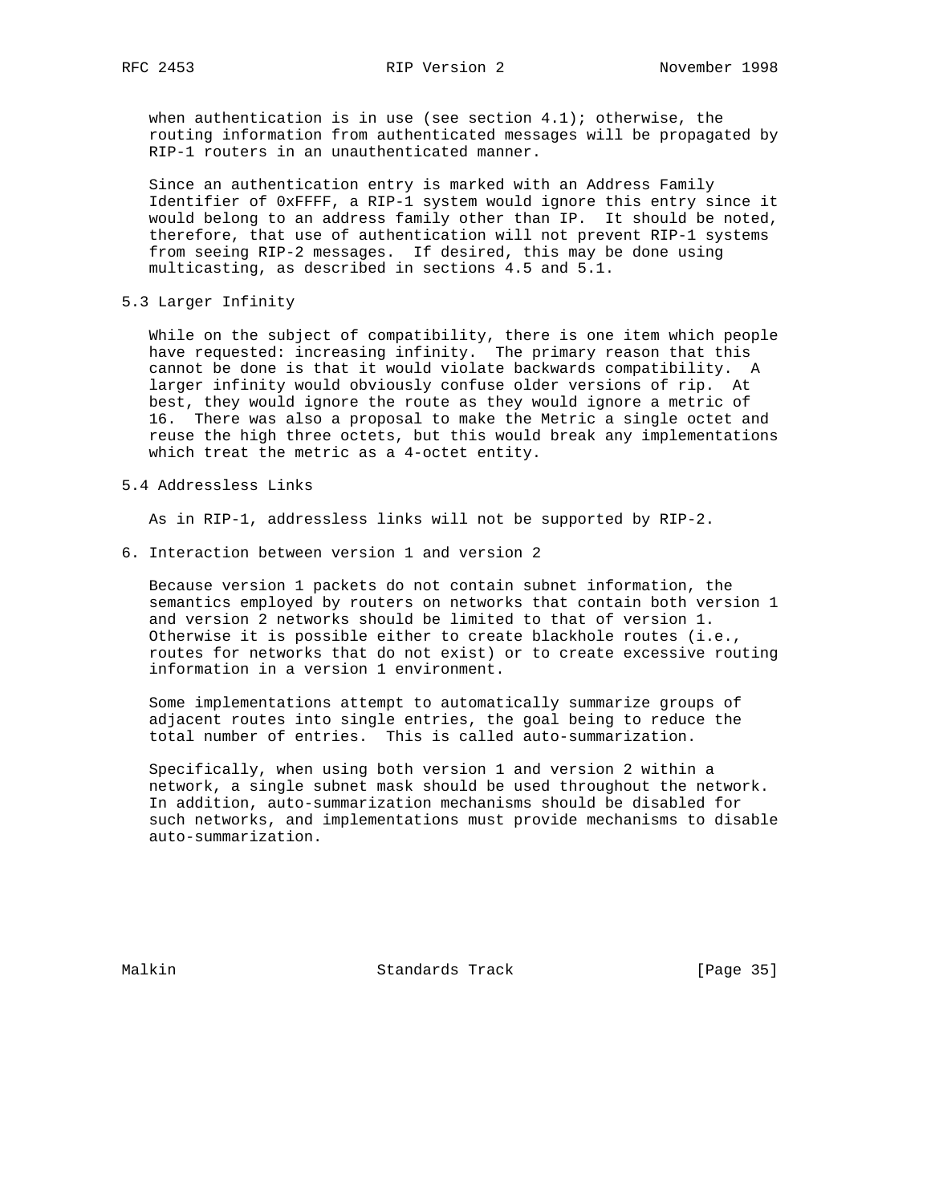when authentication is in use (see section 4.1); otherwise, the routing information from authenticated messages will be propagated by RIP-1 routers in an unauthenticated manner.

Since an authentication entry is marked with an Address Family Identifier of 0xFFFF, a RIP-1 system would ignore this entry since it would belong to an address family other than IP. It should be noted, therefore, that use of authentication will not prevent RIP-1 systems from seeing RIP-2 messages. If desired, this may be done using multicasting, as described in sections 4.5 and 5.1.

### 5.3 Larger Infinity

While on the subject of compatibility, there is one item which people have requested: increasing infinity. The primary reason that this cannot be done is that it would violate backwards compatibility. A larger infinity would obviously confuse older versions of rip. At best, they would ignore the route as they would ignore a metric of 16. There was also a proposal to make the Metric a single octet and reuse the high three octets, but this would break any implementations which treat the metric as a 4-octet entity.

### 5.4 Addressless Links

As in RIP-1, addressless links will not be supported by RIP-2.

## 6. Interaction between version 1 and version 2

Because version 1 packets do not contain subnet information, the semantics employed by routers on networks that contain both version 1 and version 2 networks should be limited to that of version 1. Otherwise it is possible either to create blackhole routes (i.e., routes for networks that do not exist) or to create excessive routing information in a version 1 environment.

Some implementations attempt to automatically summarize groups of adjacent routes into single entries, the goal being to reduce the total number of entries. This is called auto-summarization.

Specifically, when using both version 1 and version 2 within a network, a single subnet mask should be used throughout the network. In addition, auto-summarization mechanisms should be disabled for such networks, and implementations must provide mechanisms to disable auto-summarization.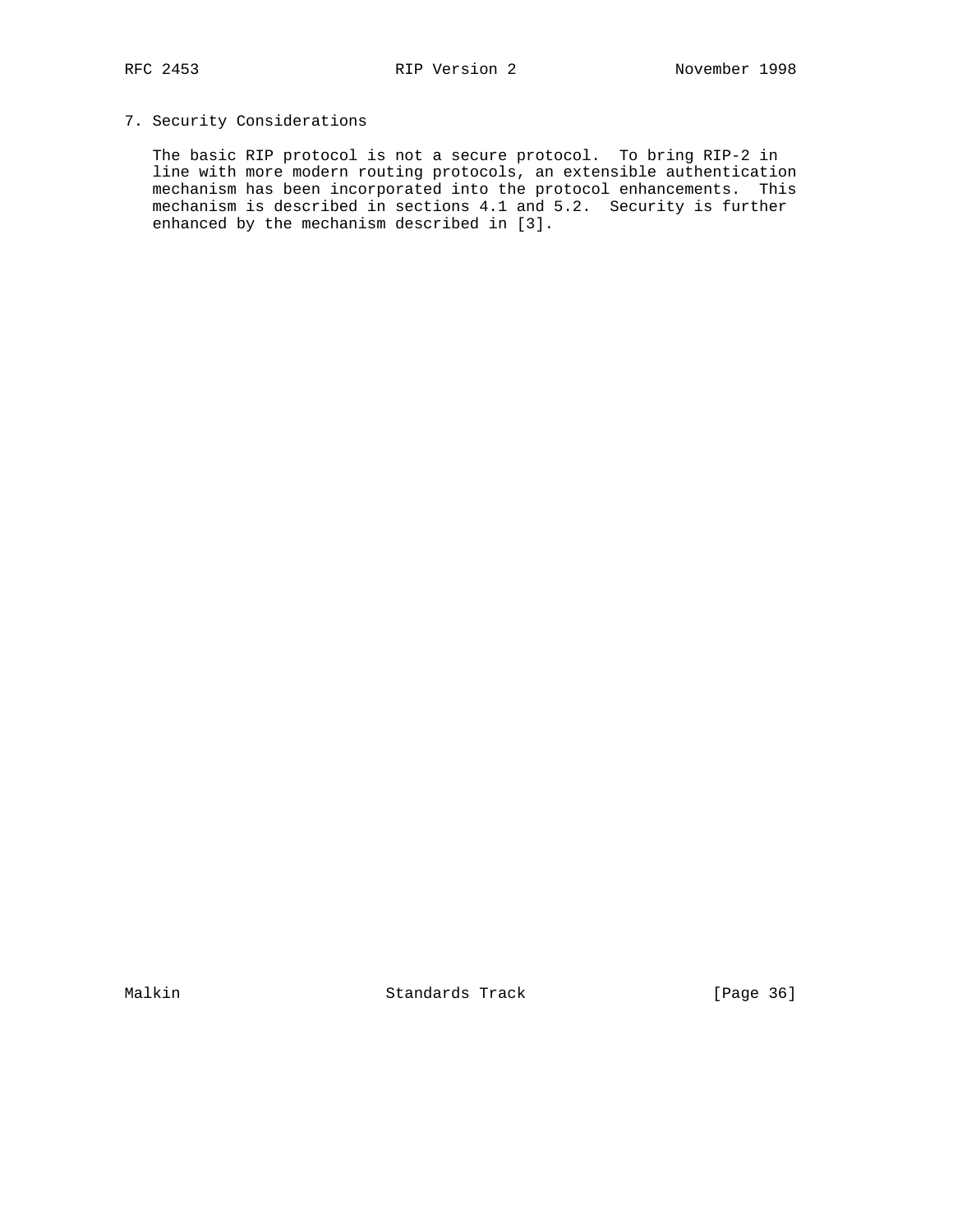## 7. Security Considerations

The basic RIP protocol is not a secure protocol. To bring RIP-2 in line with more modern routing protocols, an extensible authentication mechanism has been incorporated into the protocol enhancements. This mechanism is described in sections 4.1 and 5.2. Security is further enhanced by the mechanism described in [3].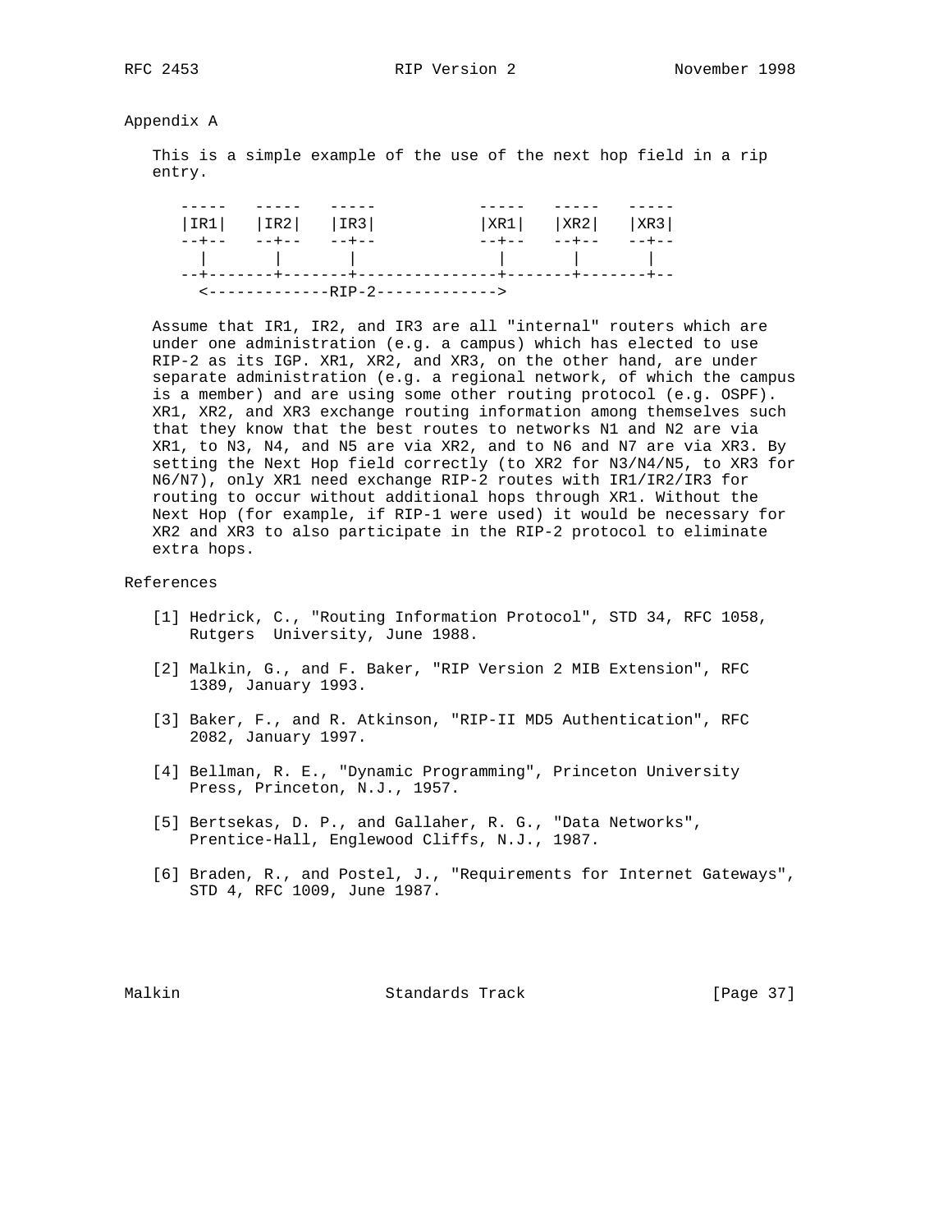## Appendix A

This is a simple example of the use of the next hop field in a rip entry.

```
   -----   -----   -----           -----   -----   -----
   |IR1|   |IR2|   |IR3|           |XR1|   |XR2|   |XR3|
   --+--   --+--   --+--           --+--   --+--   --+--
     |       |       |               |       |       |
   --+-------+-------+---------------+-------+-------+--
     <-------------RIP-2------------->
```

Assume that IR1, IR2, and IR3 are all "internal" routers which are under one administration (e.g. a campus) which has elected to use RIP-2 as its IGP. XR1, XR2, and XR3, on the other hand, are under separate administration (e.g. a regional network, of which the campus is a member) and are using some other routing protocol (e.g. OSPF). XR1, XR2, and XR3 exchange routing information among themselves such that they know that the best routes to networks N1 and N2 are via XR1, to N3, N4, and N5 are via XR2, and to N6 and N7 are via XR3. By setting the Next Hop field correctly (to XR2 for N3/N4/N5, to XR3 for N6/N7), only XR1 need exchange RIP-2 routes with IR1/IR2/IR3 for routing to occur without additional hops through XR1. Without the Next Hop (for example, if RIP-1 were used) it would be necessary for XR2 and XR3 to also participate in the RIP-2 protocol to eliminate extra hops.

## References

[1] Hedrick, C., "Routing Information Protocol", STD 34, RFC 1058, Rutgers University, June 1988.

[2] Malkin, G., and F. Baker, "RIP Version 2 MIB Extension", RFC 1389, January 1993.

[3] Baker, F., and R. Atkinson, "RIP-II MD5 Authentication", RFC 2082, January 1997.

[4] Bellman, R. E., "Dynamic Programming", Princeton University Press, Princeton, N.J., 1957.

[5] Bertsekas, D. P., and Gallaher, R. G., "Data Networks", Prentice-Hall, Englewood Cliffs, N.J., 1987.

[6] Braden, R., and Postel, J., "Requirements for Internet Gateways", STD 4, RFC 1009, June 1987.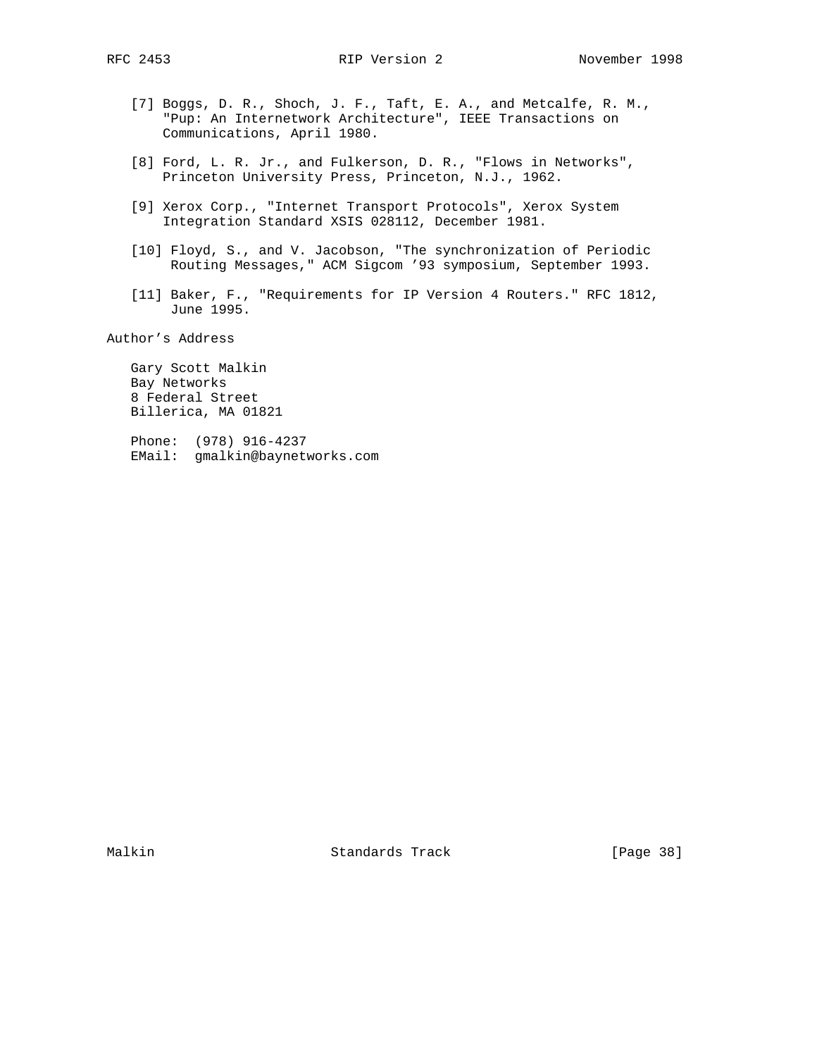[7] Boggs, D. R., Shoch, J. F., Taft, E. A., and Metcalfe, R. M., "Pup: An Internetwork Architecture", IEEE Transactions on Communications, April 1980.

[8] Ford, L. R. Jr., and Fulkerson, D. R., "Flows in Networks", Princeton University Press, Princeton, N.J., 1962.

[9] Xerox Corp., "Internet Transport Protocols", Xerox System Integration Standard XSIS 028112, December 1981.

[10] Floyd, S., and V. Jacobson, "The synchronization of Periodic Routing Messages," ACM Sigcom ’93 symposium, September 1993.

[11] Baker, F., "Requirements for IP Version 4 Routers." RFC 1812, June 1995.

## Author’s Address

Gary Scott Malkin
Bay Networks
8 Federal Street
Billerica, MA 01821

Phone: (978) 916-4237
EMail: gmalkin@baynetworks.com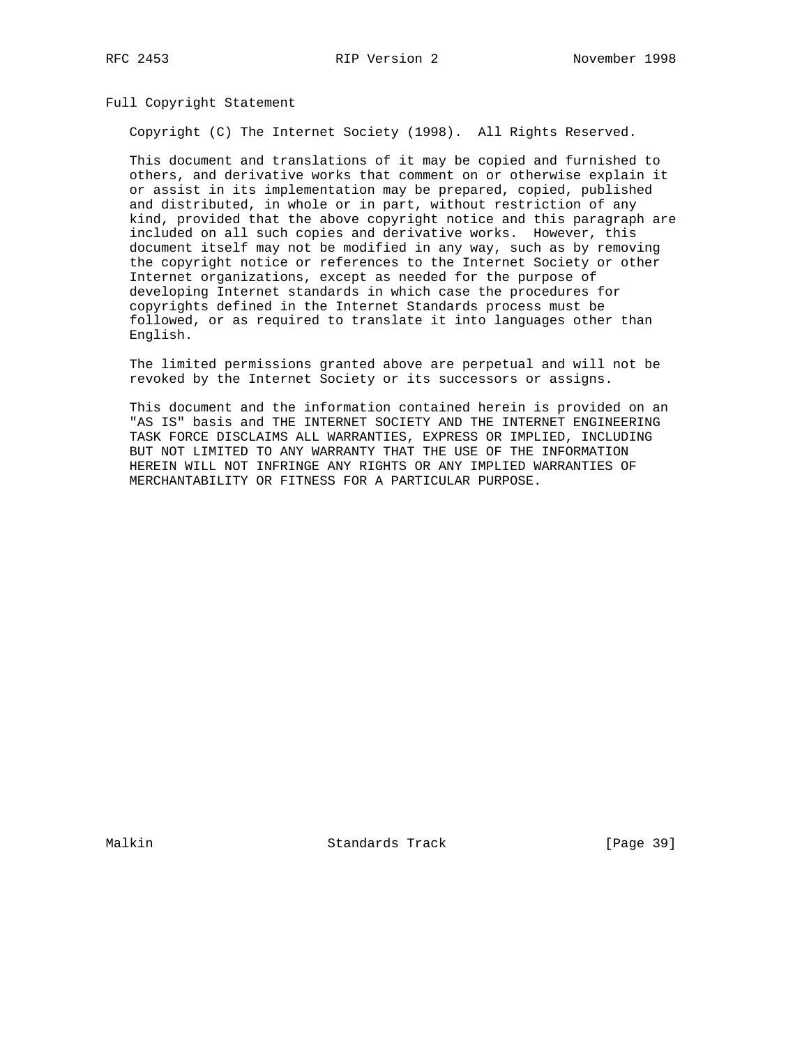## Full Copyright Statement

Copyright (C) The Internet Society (1998). All Rights Reserved.

This document and translations of it may be copied and furnished to others, and derivative works that comment on or otherwise explain it or assist in its implementation may be prepared, copied, published and distributed, in whole or in part, without restriction of any kind, provided that the above copyright notice and this paragraph are included on all such copies and derivative works. However, this document itself may not be modified in any way, such as by removing the copyright notice or references to the Internet Society or other Internet organizations, except as needed for the purpose of developing Internet standards in which case the procedures for copyrights defined in the Internet Standards process must be followed, or as required to translate it into languages other than English.

The limited permissions granted above are perpetual and will not be revoked by the Internet Society or its successors or assigns.

This document and the information contained herein is provided on an "AS IS" basis and THE INTERNET SOCIETY AND THE INTERNET ENGINEERING TASK FORCE DISCLAIMS ALL WARRANTIES, EXPRESS OR IMPLIED, INCLUDING BUT NOT LIMITED TO ANY WARRANTY THAT THE USE OF THE INFORMATION HEREIN WILL NOT INFRINGE ANY RIGHTS OR ANY IMPLIED WARRANTIES OF MERCHANTABILITY OR FITNESS FOR A PARTICULAR PURPOSE.